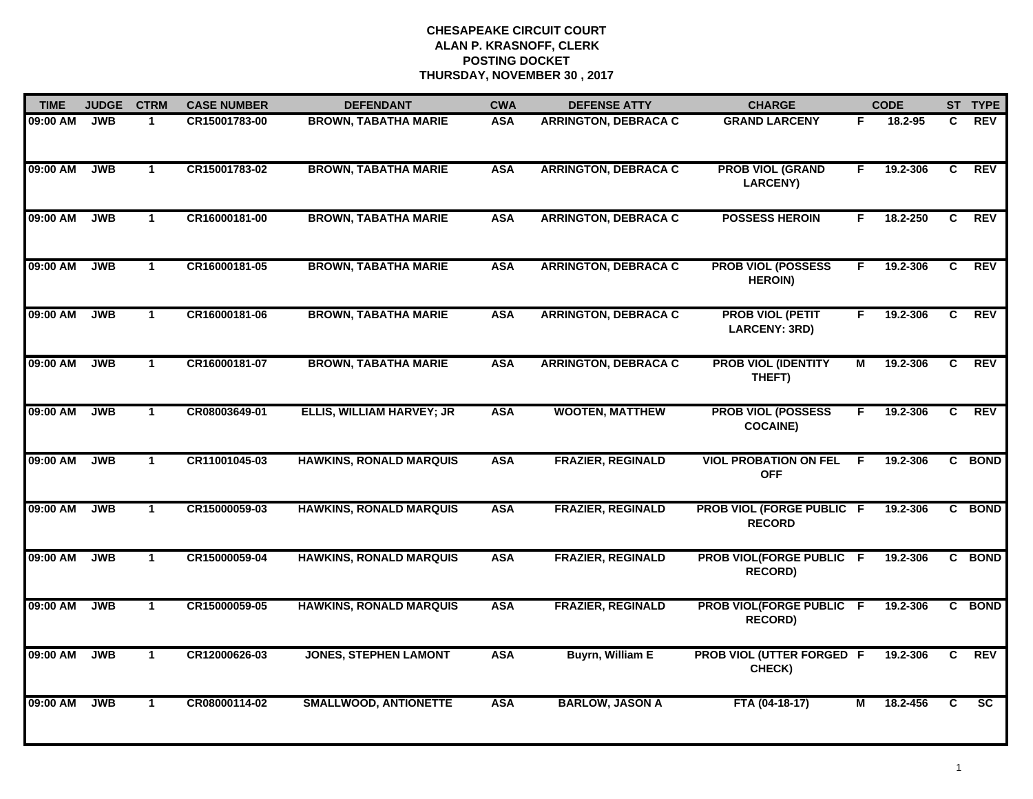**CHESAPEAKE CIRCUIT COURT**
**ALAN P. KRASNOFF, CLERK**
**POSTING DOCKET**
**THURSDAY, NOVEMBER 30 , 2017**

| TIME | JUDGE | CTRM | CASE NUMBER | DEFENDANT | CWA | DEFENSE ATTY | CHARGE | | CODE | ST | TYPE |
|---|---|---|---|---|---|---|---|---|---|---|---|
| 09:00 AM | JWB | 1 | CR15001783-00 | BROWN, TABATHA MARIE | ASA | ARRINGTON, DEBRACA C | GRAND LARCENY | F | 18.2-95 | C | REV |
| 09:00 AM | JWB | 1 | CR15001783-02 | BROWN, TABATHA MARIE | ASA | ARRINGTON, DEBRACA C | PROB VIOL (GRAND LARCENY) | F | 19.2-306 | C | REV |
| 09:00 AM | JWB | 1 | CR16000181-00 | BROWN, TABATHA MARIE | ASA | ARRINGTON, DEBRACA C | POSSESS HEROIN | F | 18.2-250 | C | REV |
| 09:00 AM | JWB | 1 | CR16000181-05 | BROWN, TABATHA MARIE | ASA | ARRINGTON, DEBRACA C | PROB VIOL (POSSESS HEROIN) | F | 19.2-306 | C | REV |
| 09:00 AM | JWB | 1 | CR16000181-06 | BROWN, TABATHA MARIE | ASA | ARRINGTON, DEBRACA C | PROB VIOL (PETIT LARCENY: 3RD) | F | 19.2-306 | C | REV |
| 09:00 AM | JWB | 1 | CR16000181-07 | BROWN, TABATHA MARIE | ASA | ARRINGTON, DEBRACA C | PROB VIOL (IDENTITY THEFT) | M | 19.2-306 | C | REV |
| 09:00 AM | JWB | 1 | CR08003649-01 | ELLIS, WILLIAM HARVEY; JR | ASA | WOOTEN, MATTHEW | PROB VIOL (POSSESS COCAINE) | F | 19.2-306 | C | REV |
| 09:00 AM | JWB | 1 | CR11001045-03 | HAWKINS, RONALD MARQUIS | ASA | FRAZIER, REGINALD | VIOL PROBATION ON FEL OFF | F | 19.2-306 | C | BOND |
| 09:00 AM | JWB | 1 | CR15000059-03 | HAWKINS, RONALD MARQUIS | ASA | FRAZIER, REGINALD | PROB VIOL (FORGE PUBLIC RECORD | F | 19.2-306 | C | BOND |
| 09:00 AM | JWB | 1 | CR15000059-04 | HAWKINS, RONALD MARQUIS | ASA | FRAZIER, REGINALD | PROB VIOL(FORGE PUBLIC RECORD) | F | 19.2-306 | C | BOND |
| 09:00 AM | JWB | 1 | CR15000059-05 | HAWKINS, RONALD MARQUIS | ASA | FRAZIER, REGINALD | PROB VIOL(FORGE PUBLIC RECORD) | F | 19.2-306 | C | BOND |
| 09:00 AM | JWB | 1 | CR12000626-03 | JONES, STEPHEN LAMONT | ASA | Buyrn, William E | PROB VIOL (UTTER FORGED CHECK) | F | 19.2-306 | C | REV |
| 09:00 AM | JWB | 1 | CR08000114-02 | SMALLWOOD, ANTIONETTE | ASA | BARLOW, JASON A | FTA (04-18-17) | M | 18.2-456 | C | SC |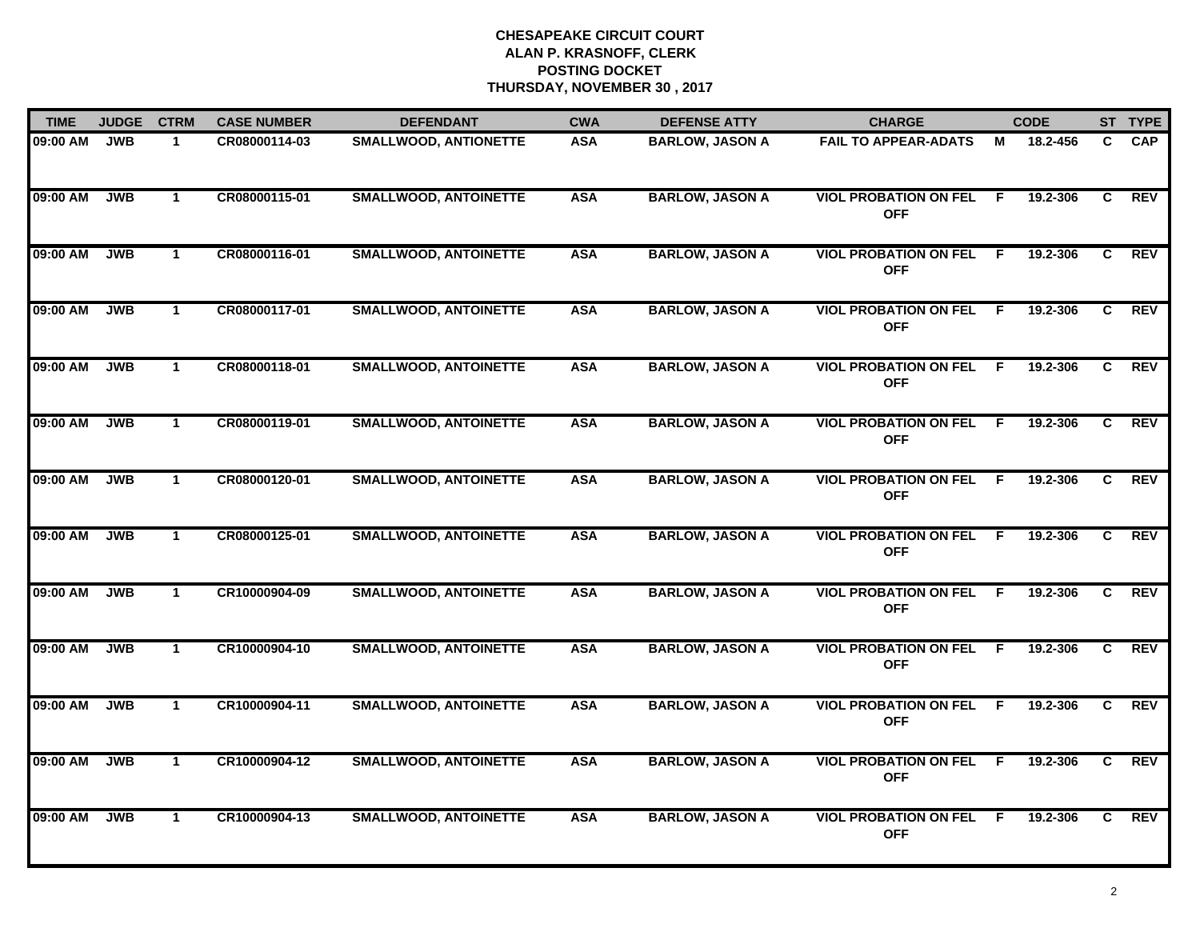**CHESAPEAKE CIRCUIT COURT**
**ALAN P. KRASNOFF, CLERK**
**POSTING DOCKET**
**THURSDAY, NOVEMBER 30 , 2017**

| TIME | JUDGE | CTRM | CASE NUMBER | DEFENDANT | CWA | DEFENSE ATTY | CHARGE | | CODE | ST | TYPE |
|---|---|---|---|---|---|---|---|---|---|---|---|
| 09:00 AM | JWB | 1 | CR08000114-03 | SMALLWOOD, ANTIONETTE | ASA | BARLOW, JASON A | FAIL TO APPEAR-ADATS | M | 18.2-456 | C | CAP |
| 09:00 AM | JWB | 1 | CR08000115-01 | SMALLWOOD, ANTOINETTE | ASA | BARLOW, JASON A | VIOL PROBATION ON FEL OFF | F | 19.2-306 | C | REV |
| 09:00 AM | JWB | 1 | CR08000116-01 | SMALLWOOD, ANTOINETTE | ASA | BARLOW, JASON A | VIOL PROBATION ON FEL OFF | F | 19.2-306 | C | REV |
| 09:00 AM | JWB | 1 | CR08000117-01 | SMALLWOOD, ANTOINETTE | ASA | BARLOW, JASON A | VIOL PROBATION ON FEL OFF | F | 19.2-306 | C | REV |
| 09:00 AM | JWB | 1 | CR08000118-01 | SMALLWOOD, ANTOINETTE | ASA | BARLOW, JASON A | VIOL PROBATION ON FEL OFF | F | 19.2-306 | C | REV |
| 09:00 AM | JWB | 1 | CR08000119-01 | SMALLWOOD, ANTOINETTE | ASA | BARLOW, JASON A | VIOL PROBATION ON FEL OFF | F | 19.2-306 | C | REV |
| 09:00 AM | JWB | 1 | CR08000120-01 | SMALLWOOD, ANTOINETTE | ASA | BARLOW, JASON A | VIOL PROBATION ON FEL OFF | F | 19.2-306 | C | REV |
| 09:00 AM | JWB | 1 | CR08000125-01 | SMALLWOOD, ANTOINETTE | ASA | BARLOW, JASON A | VIOL PROBATION ON FEL OFF | F | 19.2-306 | C | REV |
| 09:00 AM | JWB | 1 | CR10000904-09 | SMALLWOOD, ANTOINETTE | ASA | BARLOW, JASON A | VIOL PROBATION ON FEL OFF | F | 19.2-306 | C | REV |
| 09:00 AM | JWB | 1 | CR10000904-10 | SMALLWOOD, ANTOINETTE | ASA | BARLOW, JASON A | VIOL PROBATION ON FEL OFF | F | 19.2-306 | C | REV |
| 09:00 AM | JWB | 1 | CR10000904-11 | SMALLWOOD, ANTOINETTE | ASA | BARLOW, JASON A | VIOL PROBATION ON FEL OFF | F | 19.2-306 | C | REV |
| 09:00 AM | JWB | 1 | CR10000904-12 | SMALLWOOD, ANTOINETTE | ASA | BARLOW, JASON A | VIOL PROBATION ON FEL OFF | F | 19.2-306 | C | REV |
| 09:00 AM | JWB | 1 | CR10000904-13 | SMALLWOOD, ANTOINETTE | ASA | BARLOW, JASON A | VIOL PROBATION ON FEL OFF | F | 19.2-306 | C | REV |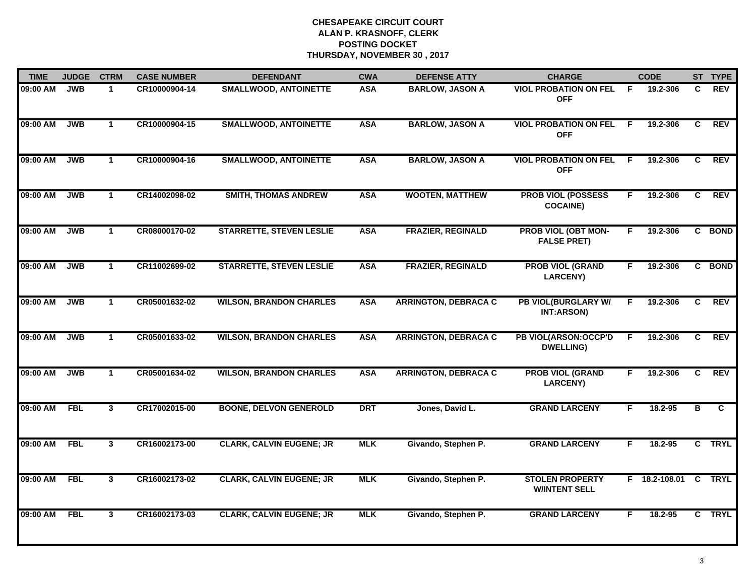**CHESAPEAKE CIRCUIT COURT**
**ALAN P. KRASNOFF, CLERK**
**POSTING DOCKET**
**THURSDAY, NOVEMBER 30 , 2017**

| TIME | JUDGE | CTRM | CASE NUMBER | DEFENDANT | CWA | DEFENSE ATTY | CHARGE | | CODE | ST | TYPE |
|---|---|---|---|---|---|---|---|---|---|---|---|
| 09:00 AM | JWB | 1 | CR10000904-14 | SMALLWOOD, ANTOINETTE | ASA | BARLOW, JASON A | VIOL PROBATION ON FEL OFF | F | 19.2-306 | C | REV |
| 09:00 AM | JWB | 1 | CR10000904-15 | SMALLWOOD, ANTOINETTE | ASA | BARLOW, JASON A | VIOL PROBATION ON FEL OFF | F | 19.2-306 | C | REV |
| 09:00 AM | JWB | 1 | CR10000904-16 | SMALLWOOD, ANTOINETTE | ASA | BARLOW, JASON A | VIOL PROBATION ON FEL OFF | F | 19.2-306 | C | REV |
| 09:00 AM | JWB | 1 | CR14002098-02 | SMITH, THOMAS ANDREW | ASA | WOOTEN, MATTHEW | PROB VIOL (POSSESS COCAINE) | F | 19.2-306 | C | REV |
| 09:00 AM | JWB | 1 | CR08000170-02 | STARRETTE, STEVEN LESLIE | ASA | FRAZIER, REGINALD | PROB VIOL (OBT MON-FALSE PRET) | F | 19.2-306 | C | BOND |
| 09:00 AM | JWB | 1 | CR11002699-02 | STARRETTE, STEVEN LESLIE | ASA | FRAZIER, REGINALD | PROB VIOL (GRAND LARCENY) | F | 19.2-306 | C | BOND |
| 09:00 AM | JWB | 1 | CR05001632-02 | WILSON, BRANDON CHARLES | ASA | ARRINGTON, DEBRACA C | PB VIOL(BURGLARY W/ INT:ARSON) | F | 19.2-306 | C | REV |
| 09:00 AM | JWB | 1 | CR05001633-02 | WILSON, BRANDON CHARLES | ASA | ARRINGTON, DEBRACA C | PB VIOL(ARSON:OCCP'D DWELLING) | F | 19.2-306 | C | REV |
| 09:00 AM | JWB | 1 | CR05001634-02 | WILSON, BRANDON CHARLES | ASA | ARRINGTON, DEBRACA C | PROB VIOL (GRAND LARCENY) | F | 19.2-306 | C | REV |
| 09:00 AM | FBL | 3 | CR17002015-00 | BOONE, DELVON GENEROLD | DRT | Jones, David L. | GRAND LARCENY | F | 18.2-95 | B | C |
| 09:00 AM | FBL | 3 | CR16002173-00 | CLARK, CALVIN EUGENE; JR | MLK | Givando, Stephen P. | GRAND LARCENY | F | 18.2-95 | C | TRYL |
| 09:00 AM | FBL | 3 | CR16002173-02 | CLARK, CALVIN EUGENE; JR | MLK | Givando, Stephen P. | STOLEN PROPERTY W/INTENT SELL | F | 18.2-108.01 | C | TRYL |
| 09:00 AM | FBL | 3 | CR16002173-03 | CLARK, CALVIN EUGENE; JR | MLK | Givando, Stephen P. | GRAND LARCENY | F | 18.2-95 | C | TRYL |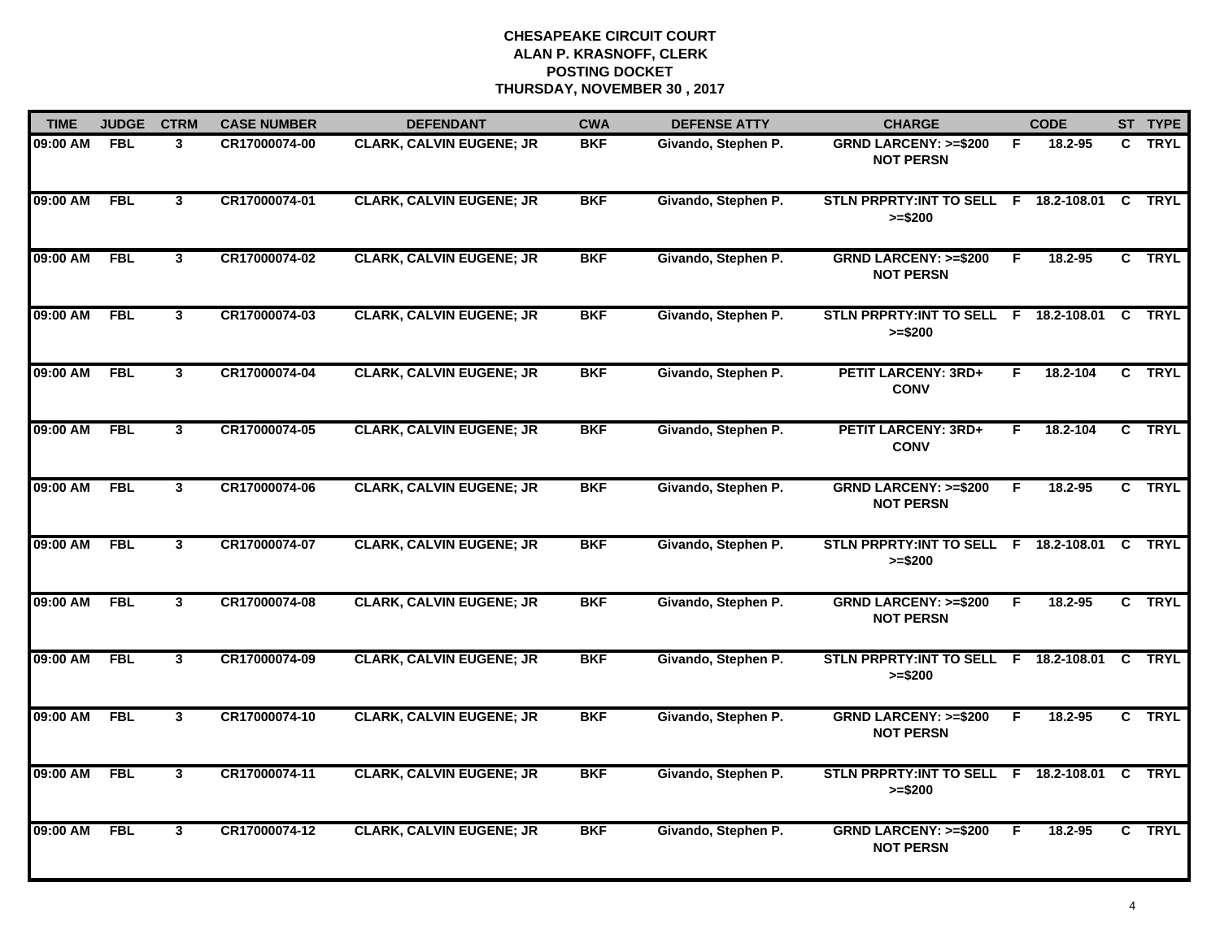**CHESAPEAKE CIRCUIT COURT**
**ALAN P. KRASNOFF, CLERK**
**POSTING DOCKET**
**THURSDAY, NOVEMBER 30 , 2017**

| TIME | JUDGE | CTRM | CASE NUMBER | DEFENDANT | CWA | DEFENSE ATTY | CHARGE | | CODE | ST | TYPE |
|---|---|---|---|---|---|---|---|---|---|---|---|
| 09:00 AM | FBL | 3 | CR17000074-00 | CLARK, CALVIN EUGENE; JR | BKF | Givando, Stephen P. | GRND LARCENY: >=$200 NOT PERSN | F | 18.2-95 | C | TRYL |
| 09:00 AM | FBL | 3 | CR17000074-01 | CLARK, CALVIN EUGENE; JR | BKF | Givando, Stephen P. | STLN PRPRTY:INT TO SELL >=$200 | F | 18.2-108.01 | C | TRYL |
| 09:00 AM | FBL | 3 | CR17000074-02 | CLARK, CALVIN EUGENE; JR | BKF | Givando, Stephen P. | GRND LARCENY: >=$200 NOT PERSN | F | 18.2-95 | C | TRYL |
| 09:00 AM | FBL | 3 | CR17000074-03 | CLARK, CALVIN EUGENE; JR | BKF | Givando, Stephen P. | STLN PRPRTY:INT TO SELL >=$200 | F | 18.2-108.01 | C | TRYL |
| 09:00 AM | FBL | 3 | CR17000074-04 | CLARK, CALVIN EUGENE; JR | BKF | Givando, Stephen P. | PETIT LARCENY: 3RD+ CONV | F | 18.2-104 | C | TRYL |
| 09:00 AM | FBL | 3 | CR17000074-05 | CLARK, CALVIN EUGENE; JR | BKF | Givando, Stephen P. | PETIT LARCENY: 3RD+ CONV | F | 18.2-104 | C | TRYL |
| 09:00 AM | FBL | 3 | CR17000074-06 | CLARK, CALVIN EUGENE; JR | BKF | Givando, Stephen P. | GRND LARCENY: >=$200 NOT PERSN | F | 18.2-95 | C | TRYL |
| 09:00 AM | FBL | 3 | CR17000074-07 | CLARK, CALVIN EUGENE; JR | BKF | Givando, Stephen P. | STLN PRPRTY:INT TO SELL >=$200 | F | 18.2-108.01 | C | TRYL |
| 09:00 AM | FBL | 3 | CR17000074-08 | CLARK, CALVIN EUGENE; JR | BKF | Givando, Stephen P. | GRND LARCENY: >=$200 NOT PERSN | F | 18.2-95 | C | TRYL |
| 09:00 AM | FBL | 3 | CR17000074-09 | CLARK, CALVIN EUGENE; JR | BKF | Givando, Stephen P. | STLN PRPRTY:INT TO SELL >=$200 | F | 18.2-108.01 | C | TRYL |
| 09:00 AM | FBL | 3 | CR17000074-10 | CLARK, CALVIN EUGENE; JR | BKF | Givando, Stephen P. | GRND LARCENY: >=$200 NOT PERSN | F | 18.2-95 | C | TRYL |
| 09:00 AM | FBL | 3 | CR17000074-11 | CLARK, CALVIN EUGENE; JR | BKF | Givando, Stephen P. | STLN PRPRTY:INT TO SELL >=$200 | F | 18.2-108.01 | C | TRYL |
| 09:00 AM | FBL | 3 | CR17000074-12 | CLARK, CALVIN EUGENE; JR | BKF | Givando, Stephen P. | GRND LARCENY: >=$200 NOT PERSN | F | 18.2-95 | C | TRYL |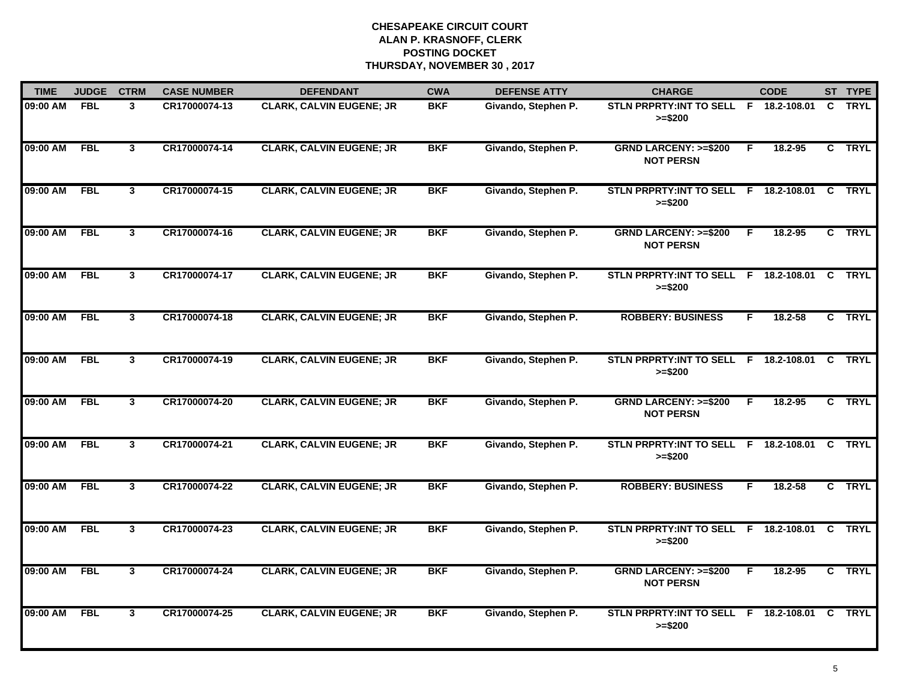**CHESAPEAKE CIRCUIT COURT**
**ALAN P. KRASNOFF, CLERK**
**POSTING DOCKET**
**THURSDAY, NOVEMBER 30 , 2017**

| TIME | JUDGE | CTRM | CASE NUMBER | DEFENDANT | CWA | DEFENSE ATTY | CHARGE | | CODE | ST | TYPE |
|---|---|---|---|---|---|---|---|---|---|---|---|
| 09:00 AM | FBL | 3 | CR17000074-13 | CLARK, CALVIN EUGENE; JR | BKF | Givando, Stephen P. | STLN PRPRTY:INT TO SELL >=$200 | F | 18.2-108.01 | C | TRYL |
| 09:00 AM | FBL | 3 | CR17000074-14 | CLARK, CALVIN EUGENE; JR | BKF | Givando, Stephen P. | GRND LARCENY: >=$200 NOT PERSN | F | 18.2-95 | C | TRYL |
| 09:00 AM | FBL | 3 | CR17000074-15 | CLARK, CALVIN EUGENE; JR | BKF | Givando, Stephen P. | STLN PRPRTY:INT TO SELL >=$200 | F | 18.2-108.01 | C | TRYL |
| 09:00 AM | FBL | 3 | CR17000074-16 | CLARK, CALVIN EUGENE; JR | BKF | Givando, Stephen P. | GRND LARCENY: >=$200 NOT PERSN | F | 18.2-95 | C | TRYL |
| 09:00 AM | FBL | 3 | CR17000074-17 | CLARK, CALVIN EUGENE; JR | BKF | Givando, Stephen P. | STLN PRPRTY:INT TO SELL >=$200 | F | 18.2-108.01 | C | TRYL |
| 09:00 AM | FBL | 3 | CR17000074-18 | CLARK, CALVIN EUGENE; JR | BKF | Givando, Stephen P. | ROBBERY: BUSINESS | F | 18.2-58 | C | TRYL |
| 09:00 AM | FBL | 3 | CR17000074-19 | CLARK, CALVIN EUGENE; JR | BKF | Givando, Stephen P. | STLN PRPRTY:INT TO SELL >=$200 | F | 18.2-108.01 | C | TRYL |
| 09:00 AM | FBL | 3 | CR17000074-20 | CLARK, CALVIN EUGENE; JR | BKF | Givando, Stephen P. | GRND LARCENY: >=$200 NOT PERSN | F | 18.2-95 | C | TRYL |
| 09:00 AM | FBL | 3 | CR17000074-21 | CLARK, CALVIN EUGENE; JR | BKF | Givando, Stephen P. | STLN PRPRTY:INT TO SELL >=$200 | F | 18.2-108.01 | C | TRYL |
| 09:00 AM | FBL | 3 | CR17000074-22 | CLARK, CALVIN EUGENE; JR | BKF | Givando, Stephen P. | ROBBERY: BUSINESS | F | 18.2-58 | C | TRYL |
| 09:00 AM | FBL | 3 | CR17000074-23 | CLARK, CALVIN EUGENE; JR | BKF | Givando, Stephen P. | STLN PRPRTY:INT TO SELL >=$200 | F | 18.2-108.01 | C | TRYL |
| 09:00 AM | FBL | 3 | CR17000074-24 | CLARK, CALVIN EUGENE; JR | BKF | Givando, Stephen P. | GRND LARCENY: >=$200 NOT PERSN | F | 18.2-95 | C | TRYL |
| 09:00 AM | FBL | 3 | CR17000074-25 | CLARK, CALVIN EUGENE; JR | BKF | Givando, Stephen P. | STLN PRPRTY:INT TO SELL >=$200 | F | 18.2-108.01 | C | TRYL |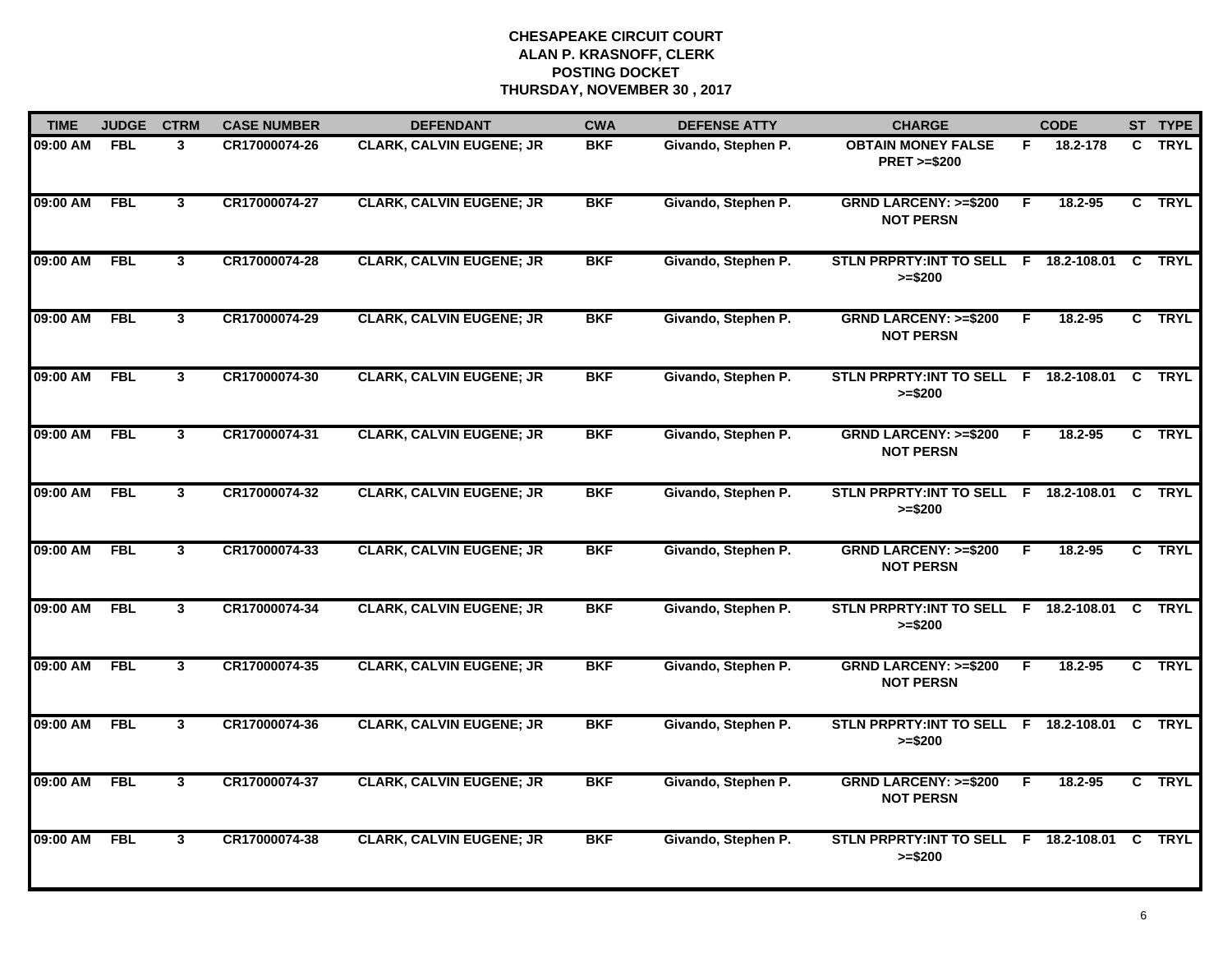**CHESAPEAKE CIRCUIT COURT**
**ALAN P. KRASNOFF, CLERK**
**POSTING DOCKET**
**THURSDAY, NOVEMBER 30 , 2017**

| TIME | JUDGE | CTRM | CASE NUMBER | DEFENDANT | CWA | DEFENSE ATTY | CHARGE | | CODE | ST | TYPE |
|---|---|---|---|---|---|---|---|---|---|---|---|
| 09:00 AM | FBL | 3 | CR17000074-26 | CLARK, CALVIN EUGENE; JR | BKF | Givando, Stephen P. | OBTAIN MONEY FALSE PRET >=$200 | F | 18.2-178 | C | TRYL |
| 09:00 AM | FBL | 3 | CR17000074-27 | CLARK, CALVIN EUGENE; JR | BKF | Givando, Stephen P. | GRND LARCENY: >=$200 NOT PERSN | F | 18.2-95 | C | TRYL |
| 09:00 AM | FBL | 3 | CR17000074-28 | CLARK, CALVIN EUGENE; JR | BKF | Givando, Stephen P. | STLN PRPRTY:INT TO SELL >=$200 | F | 18.2-108.01 | C | TRYL |
| 09:00 AM | FBL | 3 | CR17000074-29 | CLARK, CALVIN EUGENE; JR | BKF | Givando, Stephen P. | GRND LARCENY: >=$200 NOT PERSN | F | 18.2-95 | C | TRYL |
| 09:00 AM | FBL | 3 | CR17000074-30 | CLARK, CALVIN EUGENE; JR | BKF | Givando, Stephen P. | STLN PRPRTY:INT TO SELL >=$200 | F | 18.2-108.01 | C | TRYL |
| 09:00 AM | FBL | 3 | CR17000074-31 | CLARK, CALVIN EUGENE; JR | BKF | Givando, Stephen P. | GRND LARCENY: >=$200 NOT PERSN | F | 18.2-95 | C | TRYL |
| 09:00 AM | FBL | 3 | CR17000074-32 | CLARK, CALVIN EUGENE; JR | BKF | Givando, Stephen P. | STLN PRPRTY:INT TO SELL >=$200 | F | 18.2-108.01 | C | TRYL |
| 09:00 AM | FBL | 3 | CR17000074-33 | CLARK, CALVIN EUGENE; JR | BKF | Givando, Stephen P. | GRND LARCENY: >=$200 NOT PERSN | F | 18.2-95 | C | TRYL |
| 09:00 AM | FBL | 3 | CR17000074-34 | CLARK, CALVIN EUGENE; JR | BKF | Givando, Stephen P. | STLN PRPRTY:INT TO SELL >=$200 | F | 18.2-108.01 | C | TRYL |
| 09:00 AM | FBL | 3 | CR17000074-35 | CLARK, CALVIN EUGENE; JR | BKF | Givando, Stephen P. | GRND LARCENY: >=$200 NOT PERSN | F | 18.2-95 | C | TRYL |
| 09:00 AM | FBL | 3 | CR17000074-36 | CLARK, CALVIN EUGENE; JR | BKF | Givando, Stephen P. | STLN PRPRTY:INT TO SELL >=$200 | F | 18.2-108.01 | C | TRYL |
| 09:00 AM | FBL | 3 | CR17000074-37 | CLARK, CALVIN EUGENE; JR | BKF | Givando, Stephen P. | GRND LARCENY: >=$200 NOT PERSN | F | 18.2-95 | C | TRYL |
| 09:00 AM | FBL | 3 | CR17000074-38 | CLARK, CALVIN EUGENE; JR | BKF | Givando, Stephen P. | STLN PRPRTY:INT TO SELL >=$200 | F | 18.2-108.01 | C | TRYL |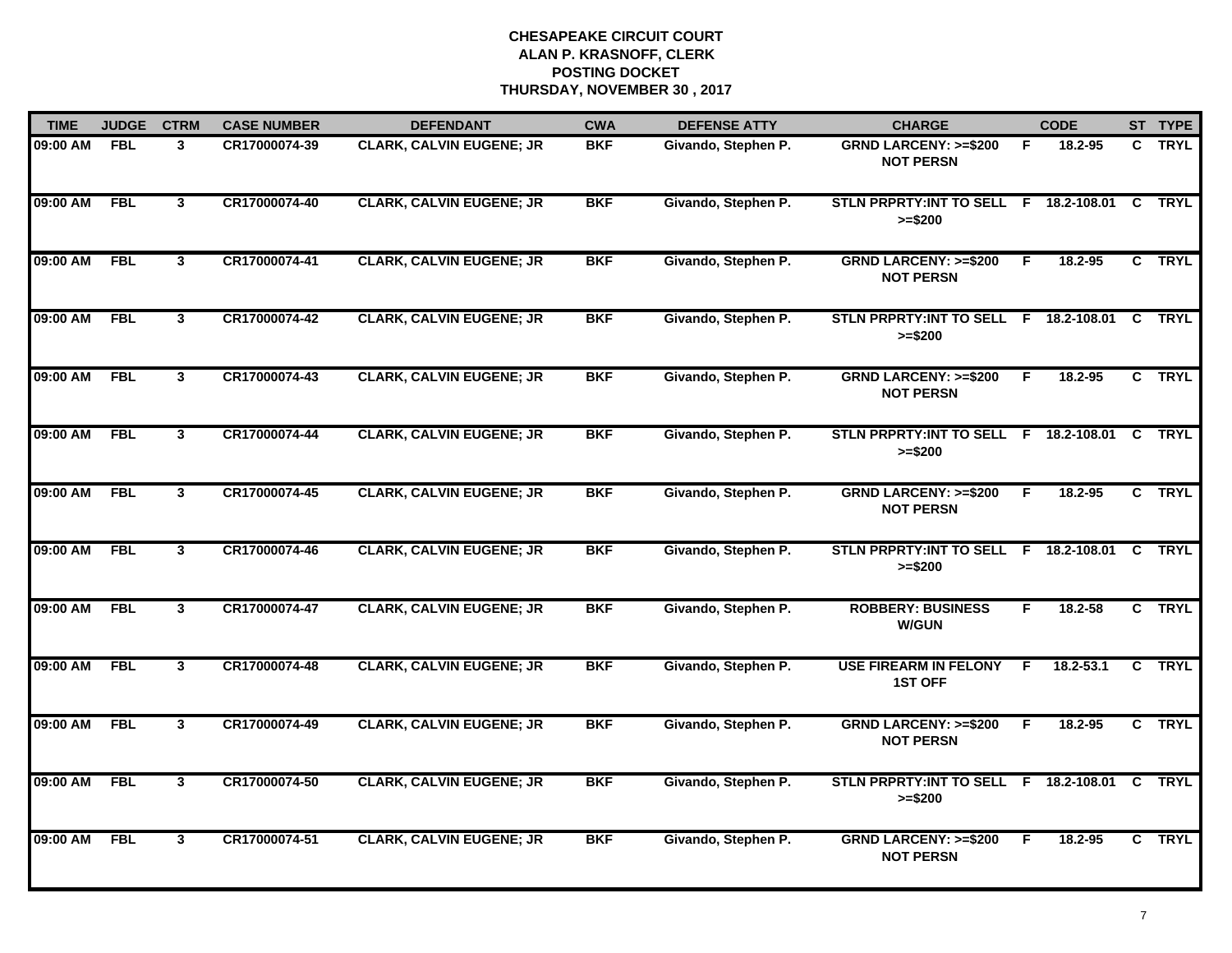# CHESAPEAKE CIRCUIT COURT
## ALAN P. KRASNOFF, CLERK
## POSTING DOCKET
## THURSDAY, NOVEMBER 30 , 2017

| TIME | JUDGE | CTRM | CASE NUMBER | DEFENDANT | CWA | DEFENSE ATTY | CHARGE | | CODE | ST | TYPE |
|---|---|---|---|---|---|---|---|---|---|---|---|
| 09:00 AM | FBL | 3 | CR17000074-39 | CLARK, CALVIN EUGENE; JR | BKF | Givando, Stephen P. | GRND LARCENY: >=$200 NOT PERSN | F | 18.2-95 | C | TRYL |
| 09:00 AM | FBL | 3 | CR17000074-40 | CLARK, CALVIN EUGENE; JR | BKF | Givando, Stephen P. | STLN PRPRTY:INT TO SELL >=$200 | F | 18.2-108.01 | C | TRYL |
| 09:00 AM | FBL | 3 | CR17000074-41 | CLARK, CALVIN EUGENE; JR | BKF | Givando, Stephen P. | GRND LARCENY: >=$200 NOT PERSN | F | 18.2-95 | C | TRYL |
| 09:00 AM | FBL | 3 | CR17000074-42 | CLARK, CALVIN EUGENE; JR | BKF | Givando, Stephen P. | STLN PRPRTY:INT TO SELL >=$200 | F | 18.2-108.01 | C | TRYL |
| 09:00 AM | FBL | 3 | CR17000074-43 | CLARK, CALVIN EUGENE; JR | BKF | Givando, Stephen P. | GRND LARCENY: >=$200 NOT PERSN | F | 18.2-95 | C | TRYL |
| 09:00 AM | FBL | 3 | CR17000074-44 | CLARK, CALVIN EUGENE; JR | BKF | Givando, Stephen P. | STLN PRPRTY:INT TO SELL >=$200 | F | 18.2-108.01 | C | TRYL |
| 09:00 AM | FBL | 3 | CR17000074-45 | CLARK, CALVIN EUGENE; JR | BKF | Givando, Stephen P. | GRND LARCENY: >=$200 NOT PERSN | F | 18.2-95 | C | TRYL |
| 09:00 AM | FBL | 3 | CR17000074-46 | CLARK, CALVIN EUGENE; JR | BKF | Givando, Stephen P. | STLN PRPRTY:INT TO SELL >=$200 | F | 18.2-108.01 | C | TRYL |
| 09:00 AM | FBL | 3 | CR17000074-47 | CLARK, CALVIN EUGENE; JR | BKF | Givando, Stephen P. | ROBBERY: BUSINESS W/GUN | F | 18.2-58 | C | TRYL |
| 09:00 AM | FBL | 3 | CR17000074-48 | CLARK, CALVIN EUGENE; JR | BKF | Givando, Stephen P. | USE FIREARM IN FELONY 1ST OFF | F | 18.2-53.1 | C | TRYL |
| 09:00 AM | FBL | 3 | CR17000074-49 | CLARK, CALVIN EUGENE; JR | BKF | Givando, Stephen P. | GRND LARCENY: >=$200 NOT PERSN | F | 18.2-95 | C | TRYL |
| 09:00 AM | FBL | 3 | CR17000074-50 | CLARK, CALVIN EUGENE; JR | BKF | Givando, Stephen P. | STLN PRPRTY:INT TO SELL >=$200 | F | 18.2-108.01 | C | TRYL |
| 09:00 AM | FBL | 3 | CR17000074-51 | CLARK, CALVIN EUGENE; JR | BKF | Givando, Stephen P. | GRND LARCENY: >=$200 NOT PERSN | F | 18.2-95 | C | TRYL |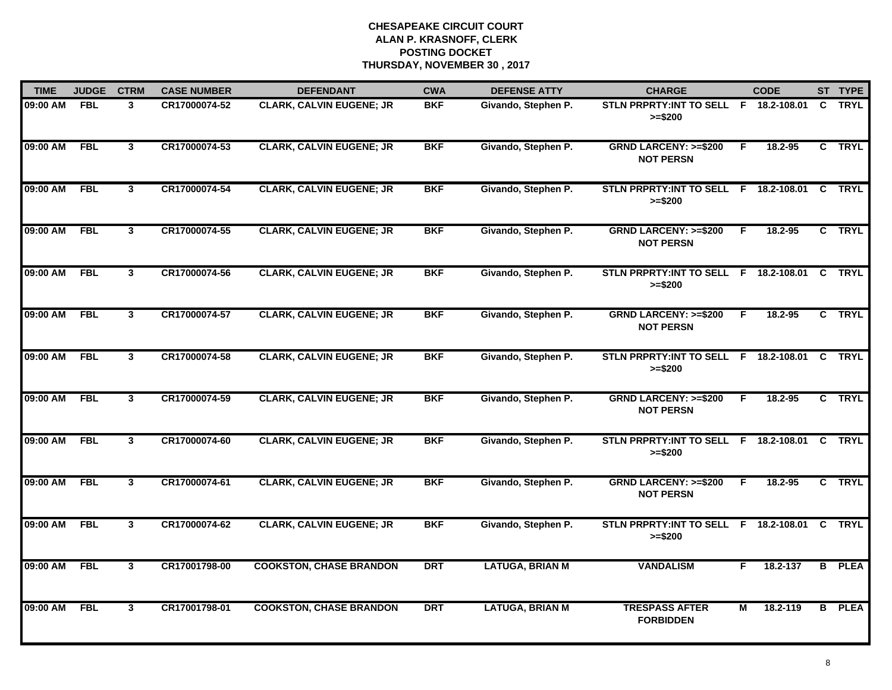# CHESAPEAKE CIRCUIT COURT
## ALAN P. KRASNOFF, CLERK
## POSTING DOCKET
## THURSDAY, NOVEMBER 30 , 2017

| TIME | JUDGE | CTRM | CASE NUMBER | DEFENDANT | CWA | DEFENSE ATTY | CHARGE | | CODE | ST | TYPE |
|---|---|---|---|---|---|---|---|---|---|---|---|
| 09:00 AM | FBL | 3 | CR17000074-52 | CLARK, CALVIN EUGENE; JR | BKF | Givando, Stephen P. | STLN PRPRTY:INT TO SELL >=$200 | F | 18.2-108.01 | C | TRYL |
| 09:00 AM | FBL | 3 | CR17000074-53 | CLARK, CALVIN EUGENE; JR | BKF | Givando, Stephen P. | GRND LARCENY: >=$200 NOT PERSN | F | 18.2-95 | C | TRYL |
| 09:00 AM | FBL | 3 | CR17000074-54 | CLARK, CALVIN EUGENE; JR | BKF | Givando, Stephen P. | STLN PRPRTY:INT TO SELL >=$200 | F | 18.2-108.01 | C | TRYL |
| 09:00 AM | FBL | 3 | CR17000074-55 | CLARK, CALVIN EUGENE; JR | BKF | Givando, Stephen P. | GRND LARCENY: >=$200 NOT PERSN | F | 18.2-95 | C | TRYL |
| 09:00 AM | FBL | 3 | CR17000074-56 | CLARK, CALVIN EUGENE; JR | BKF | Givando, Stephen P. | STLN PRPRTY:INT TO SELL >=$200 | F | 18.2-108.01 | C | TRYL |
| 09:00 AM | FBL | 3 | CR17000074-57 | CLARK, CALVIN EUGENE; JR | BKF | Givando, Stephen P. | GRND LARCENY: >=$200 NOT PERSN | F | 18.2-95 | C | TRYL |
| 09:00 AM | FBL | 3 | CR17000074-58 | CLARK, CALVIN EUGENE; JR | BKF | Givando, Stephen P. | STLN PRPRTY:INT TO SELL >=$200 | F | 18.2-108.01 | C | TRYL |
| 09:00 AM | FBL | 3 | CR17000074-59 | CLARK, CALVIN EUGENE; JR | BKF | Givando, Stephen P. | GRND LARCENY: >=$200 NOT PERSN | F | 18.2-95 | C | TRYL |
| 09:00 AM | FBL | 3 | CR17000074-60 | CLARK, CALVIN EUGENE; JR | BKF | Givando, Stephen P. | STLN PRPRTY:INT TO SELL >=$200 | F | 18.2-108.01 | C | TRYL |
| 09:00 AM | FBL | 3 | CR17000074-61 | CLARK, CALVIN EUGENE; JR | BKF | Givando, Stephen P. | GRND LARCENY: >=$200 NOT PERSN | F | 18.2-95 | C | TRYL |
| 09:00 AM | FBL | 3 | CR17000074-62 | CLARK, CALVIN EUGENE; JR | BKF | Givando, Stephen P. | STLN PRPRTY:INT TO SELL >=$200 | F | 18.2-108.01 | C | TRYL |
| 09:00 AM | FBL | 3 | CR17001798-00 | COOKSTON, CHASE BRANDON | DRT | LATUGA, BRIAN M | VANDALISM | F | 18.2-137 | B | PLEA |
| 09:00 AM | FBL | 3 | CR17001798-01 | COOKSTON, CHASE BRANDON | DRT | LATUGA, BRIAN M | TRESPASS AFTER FORBIDDEN | M | 18.2-119 | B | PLEA |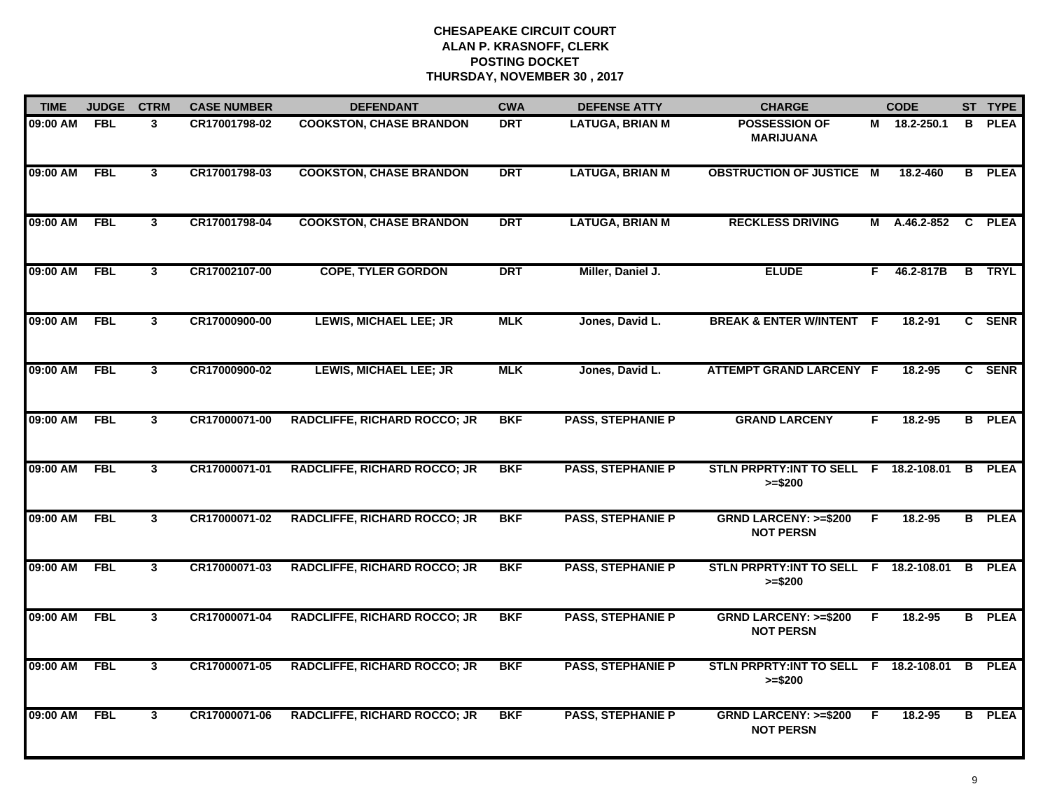**CHESAPEAKE CIRCUIT COURT**
**ALAN P. KRASNOFF, CLERK**
**POSTING DOCKET**
**THURSDAY, NOVEMBER 30 , 2017**

| TIME | JUDGE | CTRM | CASE NUMBER | DEFENDANT | CWA | DEFENSE ATTY | CHARGE | | CODE | ST | TYPE |
|---|---|---|---|---|---|---|---|---|---|---|---|
| 09:00 AM | FBL | 3 | CR17001798-02 | COOKSTON, CHASE BRANDON | DRT | LATUGA, BRIAN M | POSSESSION OF MARIJUANA | M | 18.2-250.1 | B | PLEA |
| 09:00 AM | FBL | 3 | CR17001798-03 | COOKSTON, CHASE BRANDON | DRT | LATUGA, BRIAN M | OBSTRUCTION OF JUSTICE | M | 18.2-460 | B | PLEA |
| 09:00 AM | FBL | 3 | CR17001798-04 | COOKSTON, CHASE BRANDON | DRT | LATUGA, BRIAN M | RECKLESS DRIVING | M | A.46.2-852 | C | PLEA |
| 09:00 AM | FBL | 3 | CR17002107-00 | COPE, TYLER GORDON | DRT | Miller, Daniel J. | ELUDE | F | 46.2-817B | B | TRYL |
| 09:00 AM | FBL | 3 | CR17000900-00 | LEWIS, MICHAEL LEE; JR | MLK | Jones, David L. | BREAK & ENTER W/INTENT | F | 18.2-91 | C | SENR |
| 09:00 AM | FBL | 3 | CR17000900-02 | LEWIS, MICHAEL LEE; JR | MLK | Jones, David L. | ATTEMPT GRAND LARCENY | F | 18.2-95 | C | SENR |
| 09:00 AM | FBL | 3 | CR17000071-00 | RADCLIFFE, RICHARD ROCCO; JR | BKF | PASS, STEPHANIE P | GRAND LARCENY | F | 18.2-95 | B | PLEA |
| 09:00 AM | FBL | 3 | CR17000071-01 | RADCLIFFE, RICHARD ROCCO; JR | BKF | PASS, STEPHANIE P | STLN PRPRTY:INT TO SELL >=$200 | F | 18.2-108.01 | B | PLEA |
| 09:00 AM | FBL | 3 | CR17000071-02 | RADCLIFFE, RICHARD ROCCO; JR | BKF | PASS, STEPHANIE P | GRND LARCENY: >=$200 NOT PERSN | F | 18.2-95 | B | PLEA |
| 09:00 AM | FBL | 3 | CR17000071-03 | RADCLIFFE, RICHARD ROCCO; JR | BKF | PASS, STEPHANIE P | STLN PRPRTY:INT TO SELL >=$200 | F | 18.2-108.01 | B | PLEA |
| 09:00 AM | FBL | 3 | CR17000071-04 | RADCLIFFE, RICHARD ROCCO; JR | BKF | PASS, STEPHANIE P | GRND LARCENY: >=$200 NOT PERSN | F | 18.2-95 | B | PLEA |
| 09:00 AM | FBL | 3 | CR17000071-05 | RADCLIFFE, RICHARD ROCCO; JR | BKF | PASS, STEPHANIE P | STLN PRPRTY:INT TO SELL >=$200 | F | 18.2-108.01 | B | PLEA |
| 09:00 AM | FBL | 3 | CR17000071-06 | RADCLIFFE, RICHARD ROCCO; JR | BKF | PASS, STEPHANIE P | GRND LARCENY: >=$200 NOT PERSN | F | 18.2-95 | B | PLEA |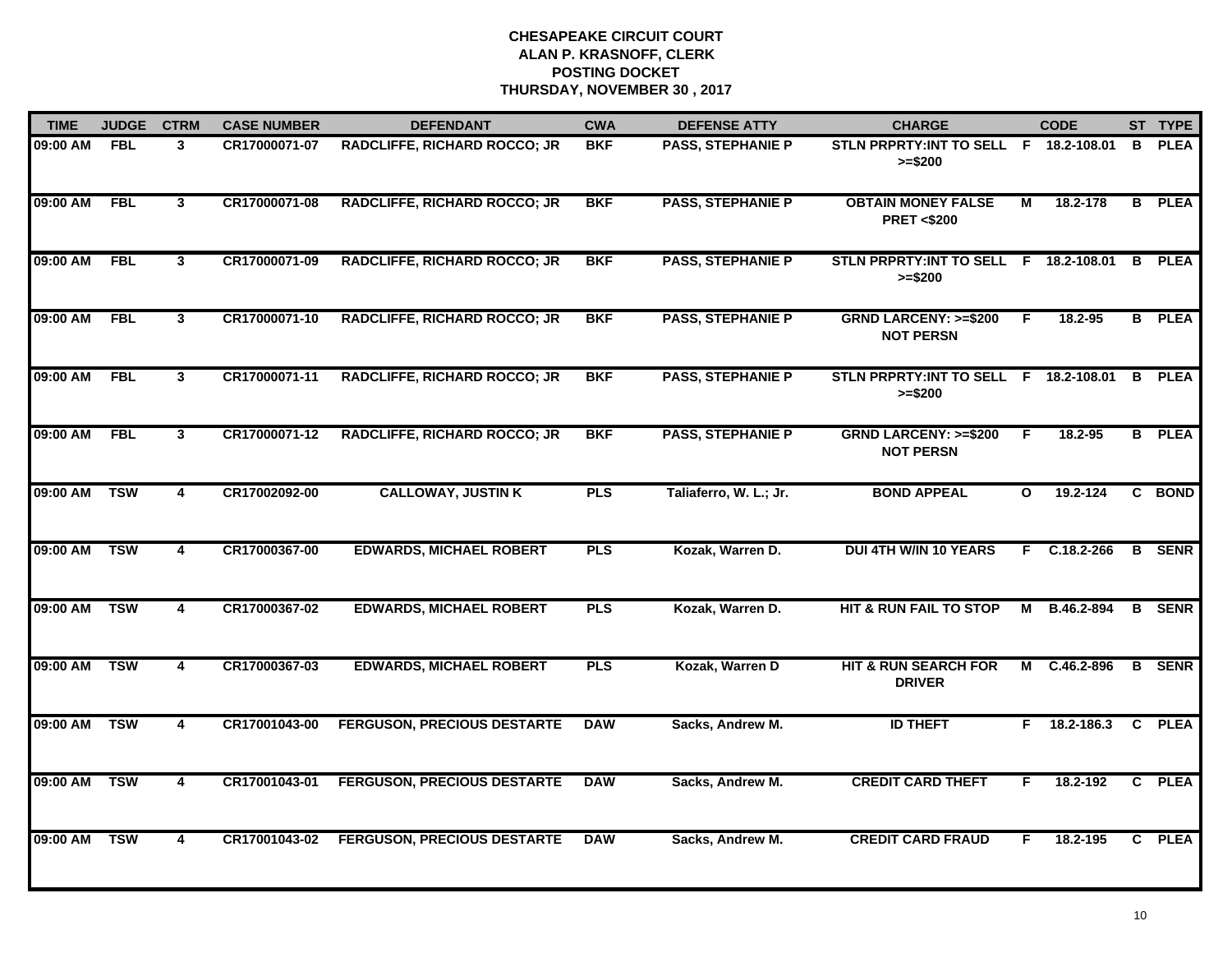# CHESAPEAKE CIRCUIT COURT
## ALAN P. KRASNOFF, CLERK
## POSTING DOCKET
## THURSDAY, NOVEMBER 30 , 2017

| TIME | JUDGE | CTRM | CASE NUMBER | DEFENDANT | CWA | DEFENSE ATTY | CHARGE | | CODE | ST | TYPE |
|---|---|---|---|---|---|---|---|---|---|---|---|
| 09:00 AM | FBL | 3 | CR17000071-07 | RADCLIFFE, RICHARD ROCCO; JR | BKF | PASS, STEPHANIE P | STLN PRPRTY:INT TO SELL >=$200 | F | 18.2-108.01 | B | PLEA |
| 09:00 AM | FBL | 3 | CR17000071-08 | RADCLIFFE, RICHARD ROCCO; JR | BKF | PASS, STEPHANIE P | OBTAIN MONEY FALSE PRET <$200 | M | 18.2-178 | B | PLEA |
| 09:00 AM | FBL | 3 | CR17000071-09 | RADCLIFFE, RICHARD ROCCO; JR | BKF | PASS, STEPHANIE P | STLN PRPRTY:INT TO SELL >=$200 | F | 18.2-108.01 | B | PLEA |
| 09:00 AM | FBL | 3 | CR17000071-10 | RADCLIFFE, RICHARD ROCCO; JR | BKF | PASS, STEPHANIE P | GRND LARCENY: >=$200 NOT PERSN | F | 18.2-95 | B | PLEA |
| 09:00 AM | FBL | 3 | CR17000071-11 | RADCLIFFE, RICHARD ROCCO; JR | BKF | PASS, STEPHANIE P | STLN PRPRTY:INT TO SELL >=$200 | F | 18.2-108.01 | B | PLEA |
| 09:00 AM | FBL | 3 | CR17000071-12 | RADCLIFFE, RICHARD ROCCO; JR | BKF | PASS, STEPHANIE P | GRND LARCENY: >=$200 NOT PERSN | F | 18.2-95 | B | PLEA |
| 09:00 AM | TSW | 4 | CR17002092-00 | CALLOWAY, JUSTIN K | PLS | Taliaferro, W. L.; Jr. | BOND APPEAL | O | 19.2-124 | C | BOND |
| 09:00 AM | TSW | 4 | CR17000367-00 | EDWARDS, MICHAEL ROBERT | PLS | Kozak, Warren D. | DUI 4TH W/IN 10 YEARS | F | C.18.2-266 | B | SENR |
| 09:00 AM | TSW | 4 | CR17000367-02 | EDWARDS, MICHAEL ROBERT | PLS | Kozak, Warren D. | HIT & RUN FAIL TO STOP | M | B.46.2-894 | B | SENR |
| 09:00 AM | TSW | 4 | CR17000367-03 | EDWARDS, MICHAEL ROBERT | PLS | Kozak, Warren D | HIT & RUN SEARCH FOR DRIVER | M | C.46.2-896 | B | SENR |
| 09:00 AM | TSW | 4 | CR17001043-00 | FERGUSON, PRECIOUS DESTARTE | DAW | Sacks, Andrew M. | ID THEFT | F | 18.2-186.3 | C | PLEA |
| 09:00 AM | TSW | 4 | CR17001043-01 | FERGUSON, PRECIOUS DESTARTE | DAW | Sacks, Andrew M. | CREDIT CARD THEFT | F | 18.2-192 | C | PLEA |
| 09:00 AM | TSW | 4 | CR17001043-02 | FERGUSON, PRECIOUS DESTARTE | DAW | Sacks, Andrew M. | CREDIT CARD FRAUD | F | 18.2-195 | C | PLEA |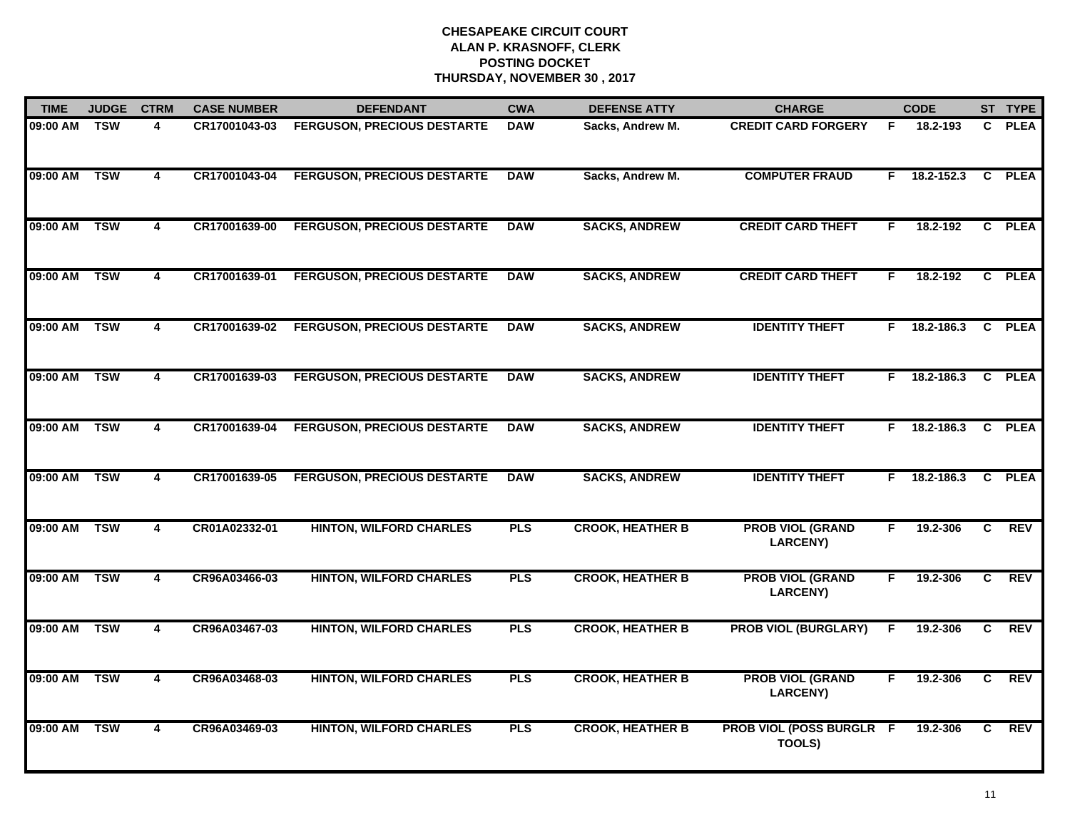# CHESAPEAKE CIRCUIT COURT
## ALAN P. KRASNOFF, CLERK
## POSTING DOCKET
## THURSDAY, NOVEMBER 30 , 2017

| TIME | JUDGE | CTRM | CASE NUMBER | DEFENDANT | CWA | DEFENSE ATTY | CHARGE | | CODE | ST | TYPE |
|---|---|---|---|---|---|---|---|---|---|---|---|
| 09:00 AM | TSW | 4 | CR17001043-03 | FERGUSON, PRECIOUS DESTARTE | DAW | Sacks, Andrew M. | CREDIT CARD FORGERY | F | 18.2-193 | C | PLEA |
| 09:00 AM | TSW | 4 | CR17001043-04 | FERGUSON, PRECIOUS DESTARTE | DAW | Sacks, Andrew M. | COMPUTER FRAUD | F | 18.2-152.3 | C | PLEA |
| 09:00 AM | TSW | 4 | CR17001639-00 | FERGUSON, PRECIOUS DESTARTE | DAW | SACKS, ANDREW | CREDIT CARD THEFT | F | 18.2-192 | C | PLEA |
| 09:00 AM | TSW | 4 | CR17001639-01 | FERGUSON, PRECIOUS DESTARTE | DAW | SACKS, ANDREW | CREDIT CARD THEFT | F | 18.2-192 | C | PLEA |
| 09:00 AM | TSW | 4 | CR17001639-02 | FERGUSON, PRECIOUS DESTARTE | DAW | SACKS, ANDREW | IDENTITY THEFT | F | 18.2-186.3 | C | PLEA |
| 09:00 AM | TSW | 4 | CR17001639-03 | FERGUSON, PRECIOUS DESTARTE | DAW | SACKS, ANDREW | IDENTITY THEFT | F | 18.2-186.3 | C | PLEA |
| 09:00 AM | TSW | 4 | CR17001639-04 | FERGUSON, PRECIOUS DESTARTE | DAW | SACKS, ANDREW | IDENTITY THEFT | F | 18.2-186.3 | C | PLEA |
| 09:00 AM | TSW | 4 | CR17001639-05 | FERGUSON, PRECIOUS DESTARTE | DAW | SACKS, ANDREW | IDENTITY THEFT | F | 18.2-186.3 | C | PLEA |
| 09:00 AM | TSW | 4 | CR01A02332-01 | HINTON, WILFORD CHARLES | PLS | CROOK, HEATHER B | PROB VIOL (GRAND LARCENY) | F | 19.2-306 | C | REV |
| 09:00 AM | TSW | 4 | CR96A03466-03 | HINTON, WILFORD CHARLES | PLS | CROOK, HEATHER B | PROB VIOL (GRAND LARCENY) | F | 19.2-306 | C | REV |
| 09:00 AM | TSW | 4 | CR96A03467-03 | HINTON, WILFORD CHARLES | PLS | CROOK, HEATHER B | PROB VIOL (BURGLARY) | F | 19.2-306 | C | REV |
| 09:00 AM | TSW | 4 | CR96A03468-03 | HINTON, WILFORD CHARLES | PLS | CROOK, HEATHER B | PROB VIOL (GRAND LARCENY) | F | 19.2-306 | C | REV |
| 09:00 AM | TSW | 4 | CR96A03469-03 | HINTON, WILFORD CHARLES | PLS | CROOK, HEATHER B | PROB VIOL (POSS BURGLR TOOLS) | F | 19.2-306 | C | REV |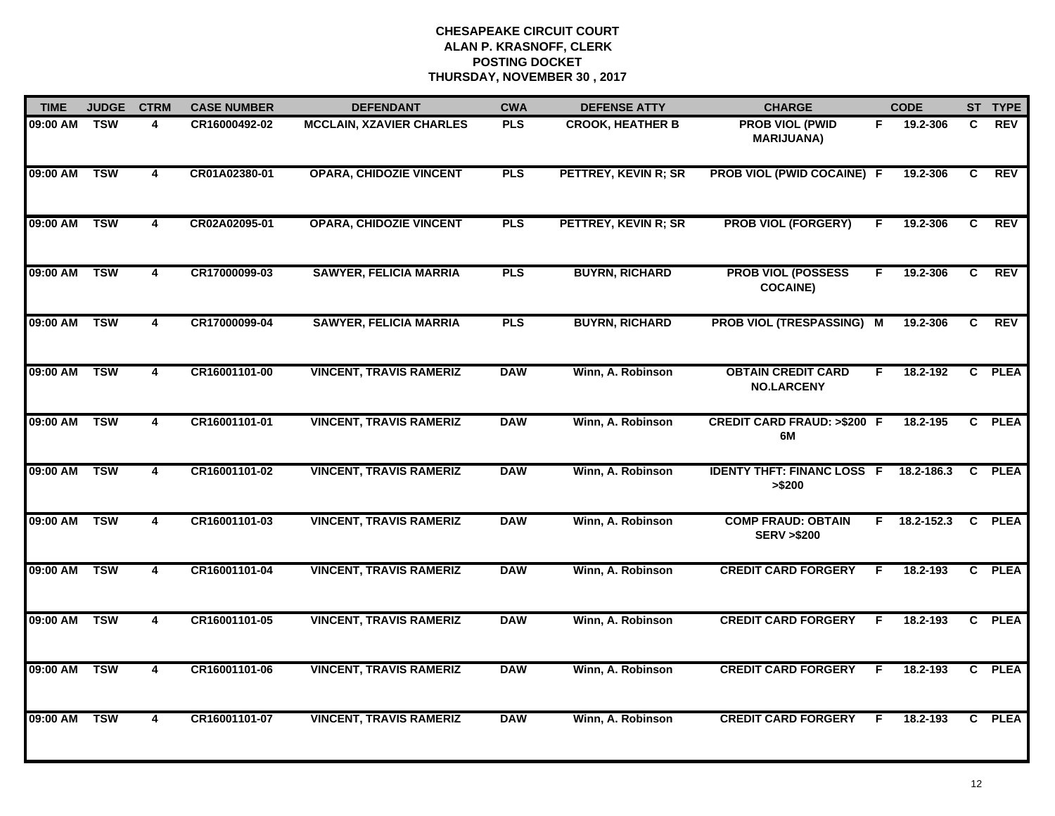# CHESAPEAKE CIRCUIT COURT
## ALAN P. KRASNOFF, CLERK
## POSTING DOCKET
## THURSDAY, NOVEMBER 30 , 2017

| TIME | JUDGE | CTRM | CASE NUMBER | DEFENDANT | CWA | DEFENSE ATTY | CHARGE | | CODE | ST | TYPE |
|---|---|---|---|---|---|---|---|---|---|---|---|
| 09:00 AM | TSW | 4 | CR16000492-02 | MCCLAIN, XZAVIER CHARLES | PLS | CROOK, HEATHER B | PROB VIOL (PWID MARIJUANA) | F | 19.2-306 | C | REV |
| 09:00 AM | TSW | 4 | CR01A02380-01 | OPARA, CHIDOZIE VINCENT | PLS | PETTREY, KEVIN R; SR | PROB VIOL (PWID COCAINE) | F | 19.2-306 | C | REV |
| 09:00 AM | TSW | 4 | CR02A02095-01 | OPARA, CHIDOZIE VINCENT | PLS | PETTREY, KEVIN R; SR | PROB VIOL (FORGERY) | F | 19.2-306 | C | REV |
| 09:00 AM | TSW | 4 | CR17000099-03 | SAWYER, FELICIA MARRIA | PLS | BUYRN, RICHARD | PROB VIOL (POSSESS COCAINE) | F | 19.2-306 | C | REV |
| 09:00 AM | TSW | 4 | CR17000099-04 | SAWYER, FELICIA MARRIA | PLS | BUYRN, RICHARD | PROB VIOL (TRESPASSING) | M | 19.2-306 | C | REV |
| 09:00 AM | TSW | 4 | CR16001101-00 | VINCENT, TRAVIS RAMERIZ | DAW | Winn, A. Robinson | OBTAIN CREDIT CARD NO.LARCENY | F | 18.2-192 | C | PLEA |
| 09:00 AM | TSW | 4 | CR16001101-01 | VINCENT, TRAVIS RAMERIZ | DAW | Winn, A. Robinson | CREDIT CARD FRAUD: >$200 6M | F | 18.2-195 | C | PLEA |
| 09:00 AM | TSW | 4 | CR16001101-02 | VINCENT, TRAVIS RAMERIZ | DAW | Winn, A. Robinson | IDENTY THFT: FINANC LOSS >$200 | F | 18.2-186.3 | C | PLEA |
| 09:00 AM | TSW | 4 | CR16001101-03 | VINCENT, TRAVIS RAMERIZ | DAW | Winn, A. Robinson | COMP FRAUD: OBTAIN SERV >$200 | F | 18.2-152.3 | C | PLEA |
| 09:00 AM | TSW | 4 | CR16001101-04 | VINCENT, TRAVIS RAMERIZ | DAW | Winn, A. Robinson | CREDIT CARD FORGERY | F | 18.2-193 | C | PLEA |
| 09:00 AM | TSW | 4 | CR16001101-05 | VINCENT, TRAVIS RAMERIZ | DAW | Winn, A. Robinson | CREDIT CARD FORGERY | F | 18.2-193 | C | PLEA |
| 09:00 AM | TSW | 4 | CR16001101-06 | VINCENT, TRAVIS RAMERIZ | DAW | Winn, A. Robinson | CREDIT CARD FORGERY | F | 18.2-193 | C | PLEA |
| 09:00 AM | TSW | 4 | CR16001101-07 | VINCENT, TRAVIS RAMERIZ | DAW | Winn, A. Robinson | CREDIT CARD FORGERY | F | 18.2-193 | C | PLEA |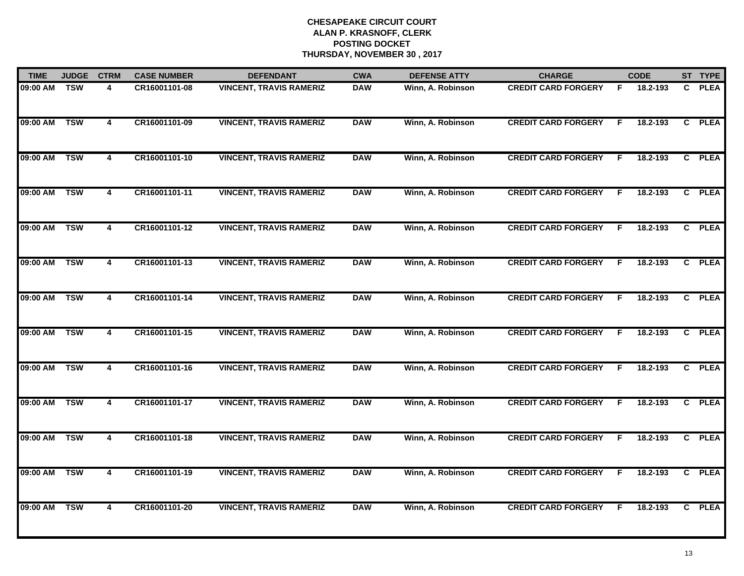**CHESAPEAKE CIRCUIT COURT**
**ALAN P. KRASNOFF, CLERK**
**POSTING DOCKET**
**THURSDAY, NOVEMBER 30 , 2017**

| TIME | JUDGE | CTRM | CASE NUMBER | DEFENDANT | CWA | DEFENSE ATTY | CHARGE | | CODE | ST | TYPE |
|---|---|---|---|---|---|---|---|---|---|---|---|
| 09:00 AM | TSW | 4 | CR16001101-08 | VINCENT, TRAVIS RAMERIZ | DAW | Winn, A. Robinson | CREDIT CARD FORGERY | F | 18.2-193 | C | PLEA |
| 09:00 AM | TSW | 4 | CR16001101-09 | VINCENT, TRAVIS RAMERIZ | DAW | Winn, A. Robinson | CREDIT CARD FORGERY | F | 18.2-193 | C | PLEA |
| 09:00 AM | TSW | 4 | CR16001101-10 | VINCENT, TRAVIS RAMERIZ | DAW | Winn, A. Robinson | CREDIT CARD FORGERY | F | 18.2-193 | C | PLEA |
| 09:00 AM | TSW | 4 | CR16001101-11 | VINCENT, TRAVIS RAMERIZ | DAW | Winn, A. Robinson | CREDIT CARD FORGERY | F | 18.2-193 | C | PLEA |
| 09:00 AM | TSW | 4 | CR16001101-12 | VINCENT, TRAVIS RAMERIZ | DAW | Winn, A. Robinson | CREDIT CARD FORGERY | F | 18.2-193 | C | PLEA |
| 09:00 AM | TSW | 4 | CR16001101-13 | VINCENT, TRAVIS RAMERIZ | DAW | Winn, A. Robinson | CREDIT CARD FORGERY | F | 18.2-193 | C | PLEA |
| 09:00 AM | TSW | 4 | CR16001101-14 | VINCENT, TRAVIS RAMERIZ | DAW | Winn, A. Robinson | CREDIT CARD FORGERY | F | 18.2-193 | C | PLEA |
| 09:00 AM | TSW | 4 | CR16001101-15 | VINCENT, TRAVIS RAMERIZ | DAW | Winn, A. Robinson | CREDIT CARD FORGERY | F | 18.2-193 | C | PLEA |
| 09:00 AM | TSW | 4 | CR16001101-16 | VINCENT, TRAVIS RAMERIZ | DAW | Winn, A. Robinson | CREDIT CARD FORGERY | F | 18.2-193 | C | PLEA |
| 09:00 AM | TSW | 4 | CR16001101-17 | VINCENT, TRAVIS RAMERIZ | DAW | Winn, A. Robinson | CREDIT CARD FORGERY | F | 18.2-193 | C | PLEA |
| 09:00 AM | TSW | 4 | CR16001101-18 | VINCENT, TRAVIS RAMERIZ | DAW | Winn, A. Robinson | CREDIT CARD FORGERY | F | 18.2-193 | C | PLEA |
| 09:00 AM | TSW | 4 | CR16001101-19 | VINCENT, TRAVIS RAMERIZ | DAW | Winn, A. Robinson | CREDIT CARD FORGERY | F | 18.2-193 | C | PLEA |
| 09:00 AM | TSW | 4 | CR16001101-20 | VINCENT, TRAVIS RAMERIZ | DAW | Winn, A. Robinson | CREDIT CARD FORGERY | F | 18.2-193 | C | PLEA |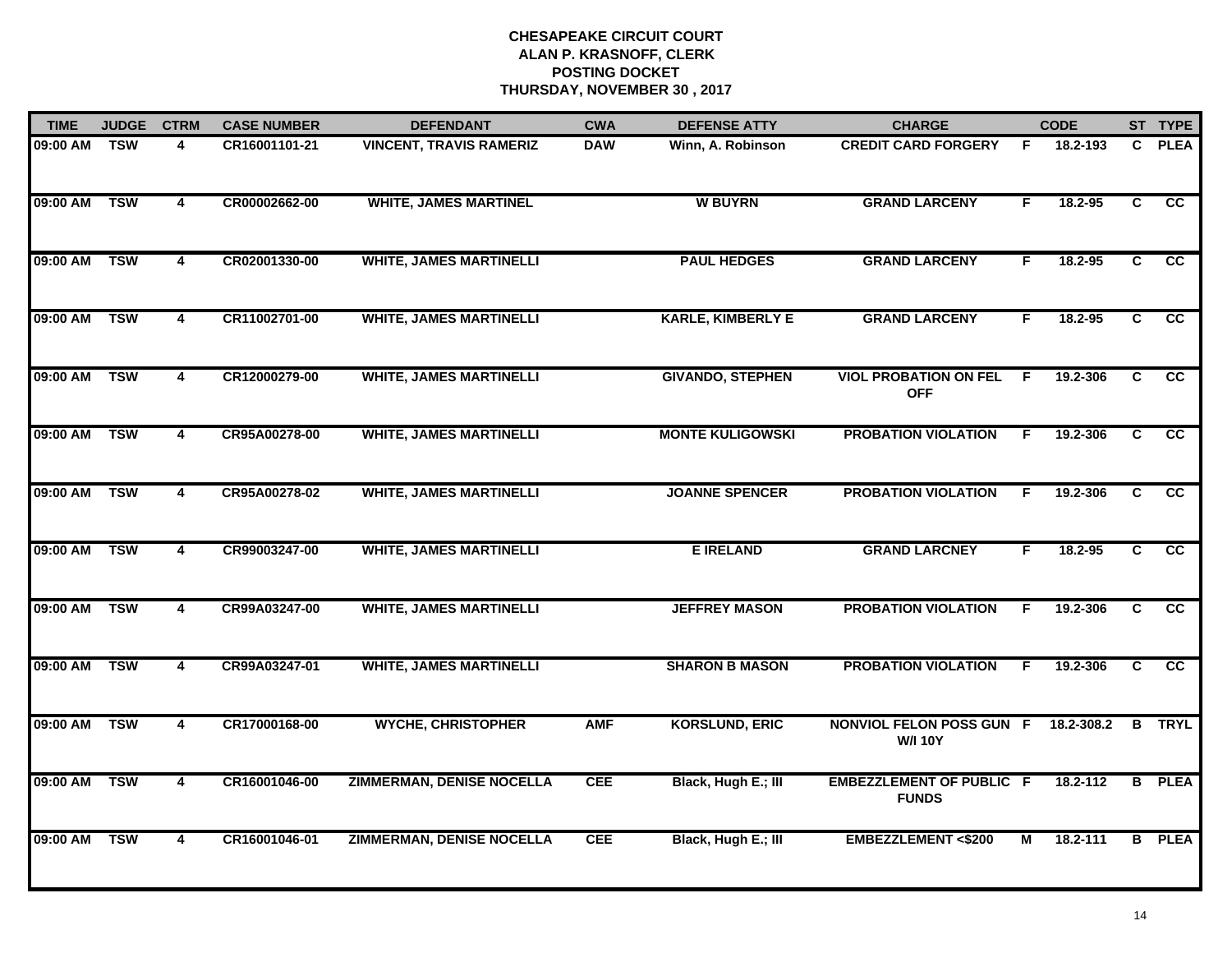# CHESAPEAKE CIRCUIT COURT
## ALAN P. KRASNOFF, CLERK
## POSTING DOCKET
## THURSDAY, NOVEMBER 30 , 2017

| TIME | JUDGE | CTRM | CASE NUMBER | DEFENDANT | CWA | DEFENSE ATTY | CHARGE | | CODE | ST | TYPE |
|---|---|---|---|---|---|---|---|---|---|---|---|
| 09:00 AM | TSW | 4 | CR16001101-21 | VINCENT, TRAVIS RAMERIZ | DAW | Winn, A. Robinson | CREDIT CARD FORGERY | F | 18.2-193 | C | PLEA |
| 09:00 AM | TSW | 4 | CR00002662-00 | WHITE, JAMES MARTINEL | | W BUYRN | GRAND LARCENY | F | 18.2-95 | C | CC |
| 09:00 AM | TSW | 4 | CR02001330-00 | WHITE, JAMES MARTINELLI | | PAUL HEDGES | GRAND LARCENY | F | 18.2-95 | C | CC |
| 09:00 AM | TSW | 4 | CR11002701-00 | WHITE, JAMES MARTINELLI | | KARLE, KIMBERLY E | GRAND LARCENY | F | 18.2-95 | C | CC |
| 09:00 AM | TSW | 4 | CR12000279-00 | WHITE, JAMES MARTINELLI | | GIVANDO, STEPHEN | VIOL PROBATION ON FEL OFF | F | 19.2-306 | C | CC |
| 09:00 AM | TSW | 4 | CR95A00278-00 | WHITE, JAMES MARTINELLI | | MONTE KULIGOWSKI | PROBATION VIOLATION | F | 19.2-306 | C | CC |
| 09:00 AM | TSW | 4 | CR95A00278-02 | WHITE, JAMES MARTINELLI | | JOANNE SPENCER | PROBATION VIOLATION | F | 19.2-306 | C | CC |
| 09:00 AM | TSW | 4 | CR99003247-00 | WHITE, JAMES MARTINELLI | | E IRELAND | GRAND LARCNEY | F | 18.2-95 | C | CC |
| 09:00 AM | TSW | 4 | CR99A03247-00 | WHITE, JAMES MARTINELLI | | JEFFREY MASON | PROBATION VIOLATION | F | 19.2-306 | C | CC |
| 09:00 AM | TSW | 4 | CR99A03247-01 | WHITE, JAMES MARTINELLI | | SHARON B MASON | PROBATION VIOLATION | F | 19.2-306 | C | CC |
| 09:00 AM | TSW | 4 | CR17000168-00 | WYCHE, CHRISTOPHER | AMF | KORSLUND, ERIC | NONVIOL FELON POSS GUN W/I 10Y | F | 18.2-308.2 | B | TRYL |
| 09:00 AM | TSW | 4 | CR16001046-00 | ZIMMERMAN, DENISE NOCELLA | CEE | Black, Hugh E.; III | EMBEZZLEMENT OF PUBLIC FUNDS | F | 18.2-112 | B | PLEA |
| 09:00 AM | TSW | 4 | CR16001046-01 | ZIMMERMAN, DENISE NOCELLA | CEE | Black, Hugh E.; III | EMBEZZLEMENT <$200 | M | 18.2-111 | B | PLEA |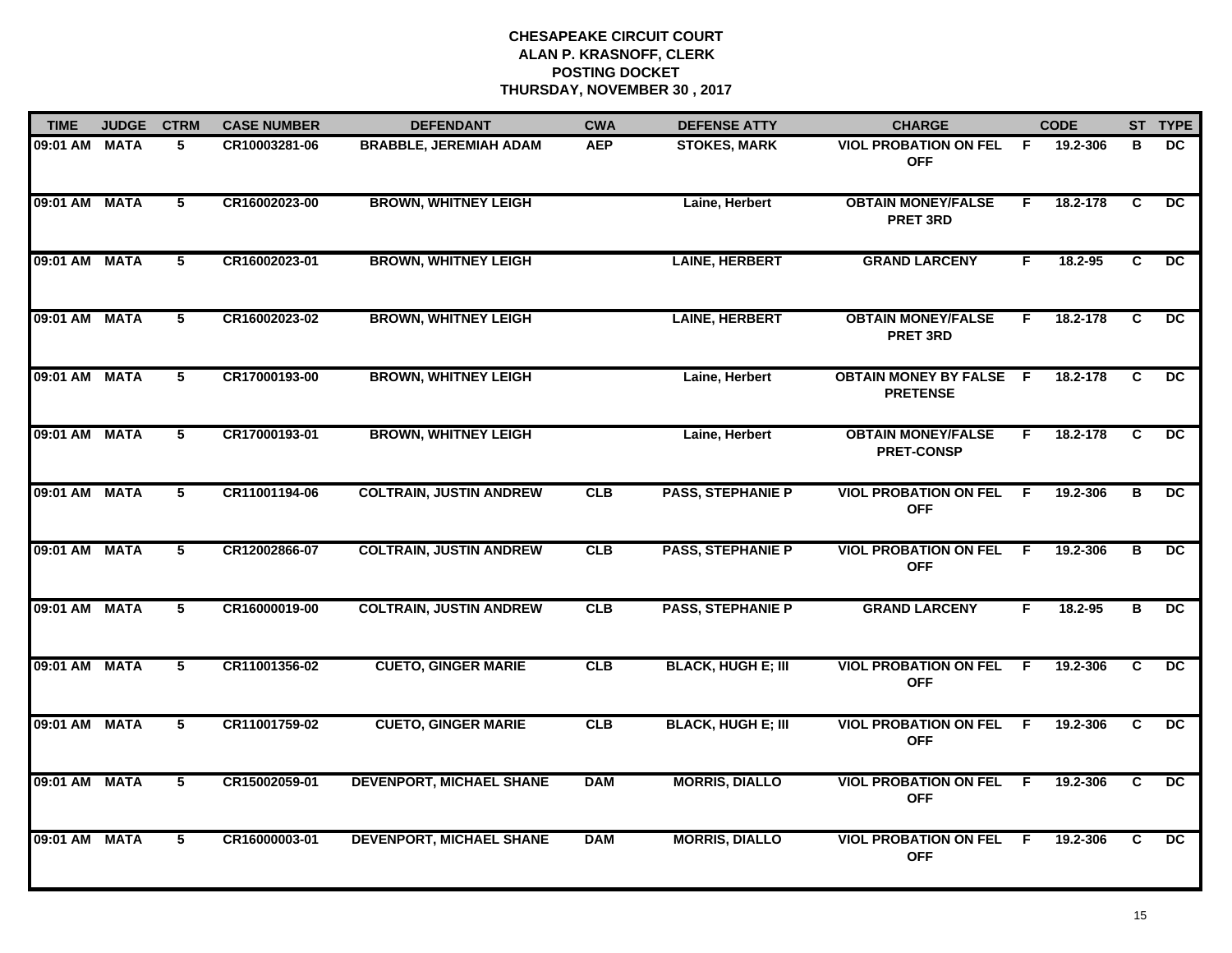**CHESAPEAKE CIRCUIT COURT**
**ALAN P. KRASNOFF, CLERK**
**POSTING DOCKET**
**THURSDAY, NOVEMBER 30 , 2017**

| TIME | JUDGE | CTRM | CASE NUMBER | DEFENDANT | CWA | DEFENSE ATTY | CHARGE | | CODE | ST | TYPE |
|---|---|---|---|---|---|---|---|---|---|---|---|
| 09:01 AM | MATA | 5 | CR10003281-06 | BRABBLE, JEREMIAH ADAM | AEP | STOKES, MARK | VIOL PROBATION ON FEL OFF | F | 19.2-306 | B | DC |
| 09:01 AM | MATA | 5 | CR16002023-00 | BROWN, WHITNEY LEIGH | | Laine, Herbert | OBTAIN MONEY/FALSE PRET 3RD | F | 18.2-178 | C | DC |
| 09:01 AM | MATA | 5 | CR16002023-01 | BROWN, WHITNEY LEIGH | | LAINE, HERBERT | GRAND LARCENY | F | 18.2-95 | C | DC |
| 09:01 AM | MATA | 5 | CR16002023-02 | BROWN, WHITNEY LEIGH | | LAINE, HERBERT | OBTAIN MONEY/FALSE PRET 3RD | F | 18.2-178 | C | DC |
| 09:01 AM | MATA | 5 | CR17000193-00 | BROWN, WHITNEY LEIGH | | Laine, Herbert | OBTAIN MONEY BY FALSE PRETENSE | F | 18.2-178 | C | DC |
| 09:01 AM | MATA | 5 | CR17000193-01 | BROWN, WHITNEY LEIGH | | Laine, Herbert | OBTAIN MONEY/FALSE PRET-CONSP | F | 18.2-178 | C | DC |
| 09:01 AM | MATA | 5 | CR11001194-06 | COLTRAIN, JUSTIN ANDREW | CLB | PASS, STEPHANIE P | VIOL PROBATION ON FEL OFF | F | 19.2-306 | B | DC |
| 09:01 AM | MATA | 5 | CR12002866-07 | COLTRAIN, JUSTIN ANDREW | CLB | PASS, STEPHANIE P | VIOL PROBATION ON FEL OFF | F | 19.2-306 | B | DC |
| 09:01 AM | MATA | 5 | CR16000019-00 | COLTRAIN, JUSTIN ANDREW | CLB | PASS, STEPHANIE P | GRAND LARCENY | F | 18.2-95 | B | DC |
| 09:01 AM | MATA | 5 | CR11001356-02 | CUETO, GINGER MARIE | CLB | BLACK, HUGH E; III | VIOL PROBATION ON FEL OFF | F | 19.2-306 | C | DC |
| 09:01 AM | MATA | 5 | CR11001759-02 | CUETO, GINGER MARIE | CLB | BLACK, HUGH E; III | VIOL PROBATION ON FEL OFF | F | 19.2-306 | C | DC |
| 09:01 AM | MATA | 5 | CR15002059-01 | DEVENPORT, MICHAEL SHANE | DAM | MORRIS, DIALLO | VIOL PROBATION ON FEL OFF | F | 19.2-306 | C | DC |
| 09:01 AM | MATA | 5 | CR16000003-01 | DEVENPORT, MICHAEL SHANE | DAM | MORRIS, DIALLO | VIOL PROBATION ON FEL OFF | F | 19.2-306 | C | DC |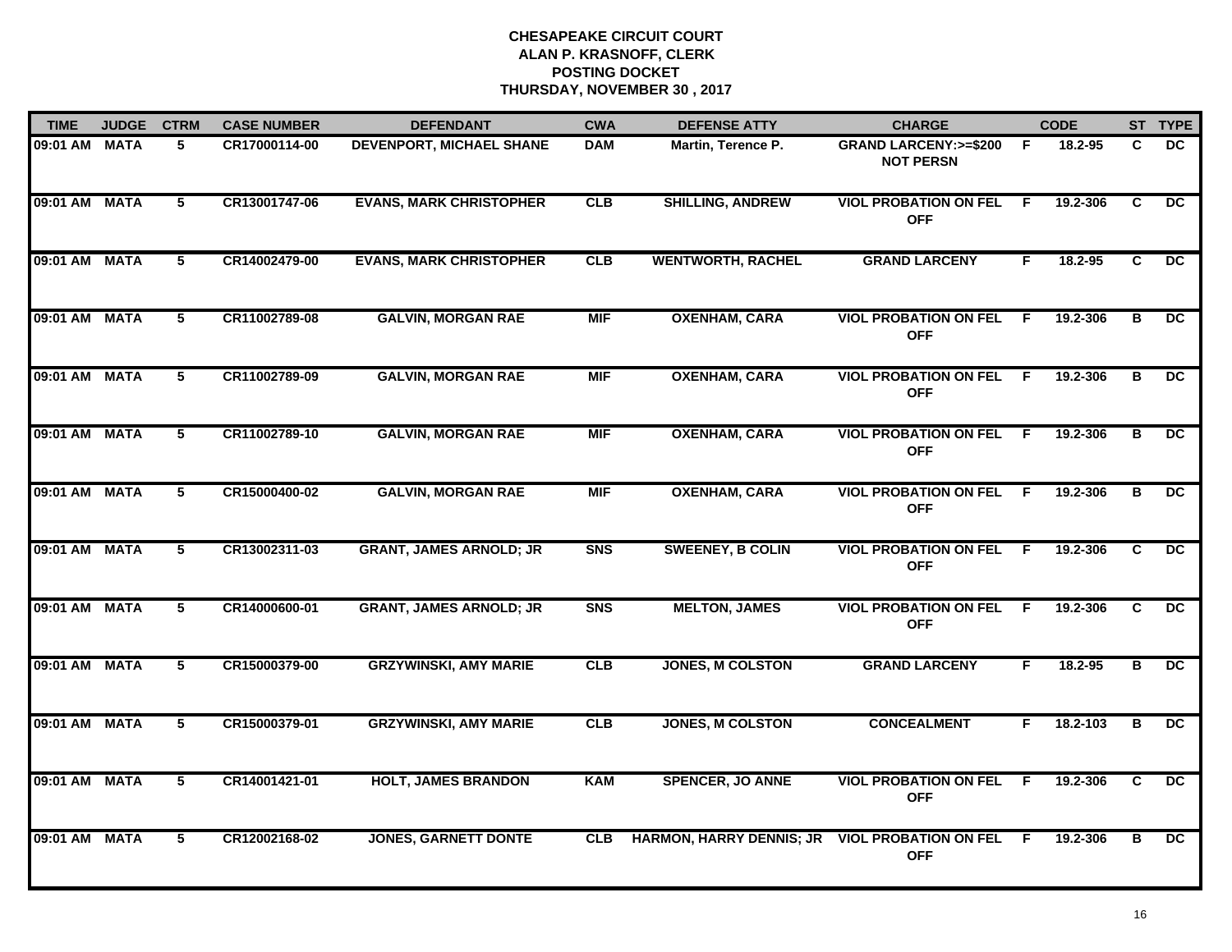# CHESAPEAKE CIRCUIT COURT
## ALAN P. KRASNOFF, CLERK
## POSTING DOCKET
## THURSDAY, NOVEMBER 30 , 2017

| TIME | JUDGE | CTRM | CASE NUMBER | DEFENDANT | CWA | DEFENSE ATTY | CHARGE | | CODE | ST | TYPE |
|---|---|---|---|---|---|---|---|---|---|---|---|
| 09:01 AM | MATA | 5 | CR17000114-00 | DEVENPORT, MICHAEL SHANE | DAM | Martin, Terence P. | GRAND LARCENY:>=$200 NOT PERSN | F | 18.2-95 | C | DC |
| 09:01 AM | MATA | 5 | CR13001747-06 | EVANS, MARK CHRISTOPHER | CLB | SHILLING, ANDREW | VIOL PROBATION ON FEL OFF | F | 19.2-306 | C | DC |
| 09:01 AM | MATA | 5 | CR14002479-00 | EVANS, MARK CHRISTOPHER | CLB | WENTWORTH, RACHEL | GRAND LARCENY | F | 18.2-95 | C | DC |
| 09:01 AM | MATA | 5 | CR11002789-08 | GALVIN, MORGAN RAE | MIF | OXENHAM, CARA | VIOL PROBATION ON FEL OFF | F | 19.2-306 | B | DC |
| 09:01 AM | MATA | 5 | CR11002789-09 | GALVIN, MORGAN RAE | MIF | OXENHAM, CARA | VIOL PROBATION ON FEL OFF | F | 19.2-306 | B | DC |
| 09:01 AM | MATA | 5 | CR11002789-10 | GALVIN, MORGAN RAE | MIF | OXENHAM, CARA | VIOL PROBATION ON FEL OFF | F | 19.2-306 | B | DC |
| 09:01 AM | MATA | 5 | CR15000400-02 | GALVIN, MORGAN RAE | MIF | OXENHAM, CARA | VIOL PROBATION ON FEL OFF | F | 19.2-306 | B | DC |
| 09:01 AM | MATA | 5 | CR13002311-03 | GRANT, JAMES ARNOLD; JR | SNS | SWEENEY, B COLIN | VIOL PROBATION ON FEL OFF | F | 19.2-306 | C | DC |
| 09:01 AM | MATA | 5 | CR14000600-01 | GRANT, JAMES ARNOLD; JR | SNS | MELTON, JAMES | VIOL PROBATION ON FEL OFF | F | 19.2-306 | C | DC |
| 09:01 AM | MATA | 5 | CR15000379-00 | GRZYWINSKI, AMY MARIE | CLB | JONES, M COLSTON | GRAND LARCENY | F | 18.2-95 | B | DC |
| 09:01 AM | MATA | 5 | CR15000379-01 | GRZYWINSKI, AMY MARIE | CLB | JONES, M COLSTON | CONCEALMENT | F | 18.2-103 | B | DC |
| 09:01 AM | MATA | 5 | CR14001421-01 | HOLT, JAMES BRANDON | KAM | SPENCER, JO ANNE | VIOL PROBATION ON FEL OFF | F | 19.2-306 | C | DC |
| 09:01 AM | MATA | 5 | CR12002168-02 | JONES, GARNETT DONTE | CLB | HARMON, HARRY DENNIS; JR | VIOL PROBATION ON FEL OFF | F | 19.2-306 | B | DC |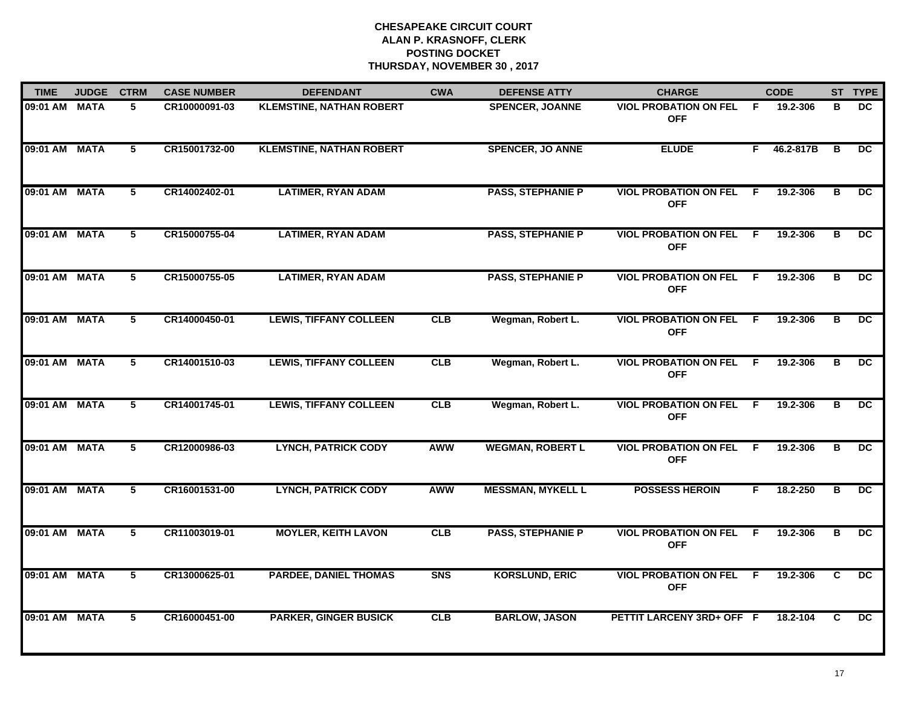**CHESAPEAKE CIRCUIT COURT**
**ALAN P. KRASNOFF, CLERK**
**POSTING DOCKET**
**THURSDAY, NOVEMBER 30 , 2017**

| TIME | JUDGE | CTRM | CASE NUMBER | DEFENDANT | CWA | DEFENSE ATTY | CHARGE | | CODE | ST | TYPE |
|---|---|---|---|---|---|---|---|---|---|---|---|
| 09:01 AM | MATA | 5 | CR10000091-03 | KLEMSTINE, NATHAN ROBERT | | SPENCER, JOANNE | VIOL PROBATION ON FEL OFF | F | 19.2-306 | B | DC |
| 09:01 AM | MATA | 5 | CR15001732-00 | KLEMSTINE, NATHAN ROBERT | | SPENCER, JO ANNE | ELUDE | F | 46.2-817B | B | DC |
| 09:01 AM | MATA | 5 | CR14002402-01 | LATIMER, RYAN ADAM | | PASS, STEPHANIE P | VIOL PROBATION ON FEL OFF | F | 19.2-306 | B | DC |
| 09:01 AM | MATA | 5 | CR15000755-04 | LATIMER, RYAN ADAM | | PASS, STEPHANIE P | VIOL PROBATION ON FEL OFF | F | 19.2-306 | B | DC |
| 09:01 AM | MATA | 5 | CR15000755-05 | LATIMER, RYAN ADAM | | PASS, STEPHANIE P | VIOL PROBATION ON FEL OFF | F | 19.2-306 | B | DC |
| 09:01 AM | MATA | 5 | CR14000450-01 | LEWIS, TIFFANY COLLEEN | CLB | Wegman, Robert L. | VIOL PROBATION ON FEL OFF | F | 19.2-306 | B | DC |
| 09:01 AM | MATA | 5 | CR14001510-03 | LEWIS, TIFFANY COLLEEN | CLB | Wegman, Robert L. | VIOL PROBATION ON FEL OFF | F | 19.2-306 | B | DC |
| 09:01 AM | MATA | 5 | CR14001745-01 | LEWIS, TIFFANY COLLEEN | CLB | Wegman, Robert L. | VIOL PROBATION ON FEL OFF | F | 19.2-306 | B | DC |
| 09:01 AM | MATA | 5 | CR12000986-03 | LYNCH, PATRICK CODY | AWW | WEGMAN, ROBERT L | VIOL PROBATION ON FEL OFF | F | 19.2-306 | B | DC |
| 09:01 AM | MATA | 5 | CR16001531-00 | LYNCH, PATRICK CODY | AWW | MESSMAN, MYKELL L | POSSESS HEROIN | F | 18.2-250 | B | DC |
| 09:01 AM | MATA | 5 | CR11003019-01 | MOYLER, KEITH LAVON | CLB | PASS, STEPHANIE P | VIOL PROBATION ON FEL OFF | F | 19.2-306 | B | DC |
| 09:01 AM | MATA | 5 | CR13000625-01 | PARDEE, DANIEL THOMAS | SNS | KORSLUND, ERIC | VIOL PROBATION ON FEL OFF | F | 19.2-306 | C | DC |
| 09:01 AM | MATA | 5 | CR16000451-00 | PARKER, GINGER BUSICK | CLB | BARLOW, JASON | PETTIT LARCENY 3RD+ OFF | F | 18.2-104 | C | DC |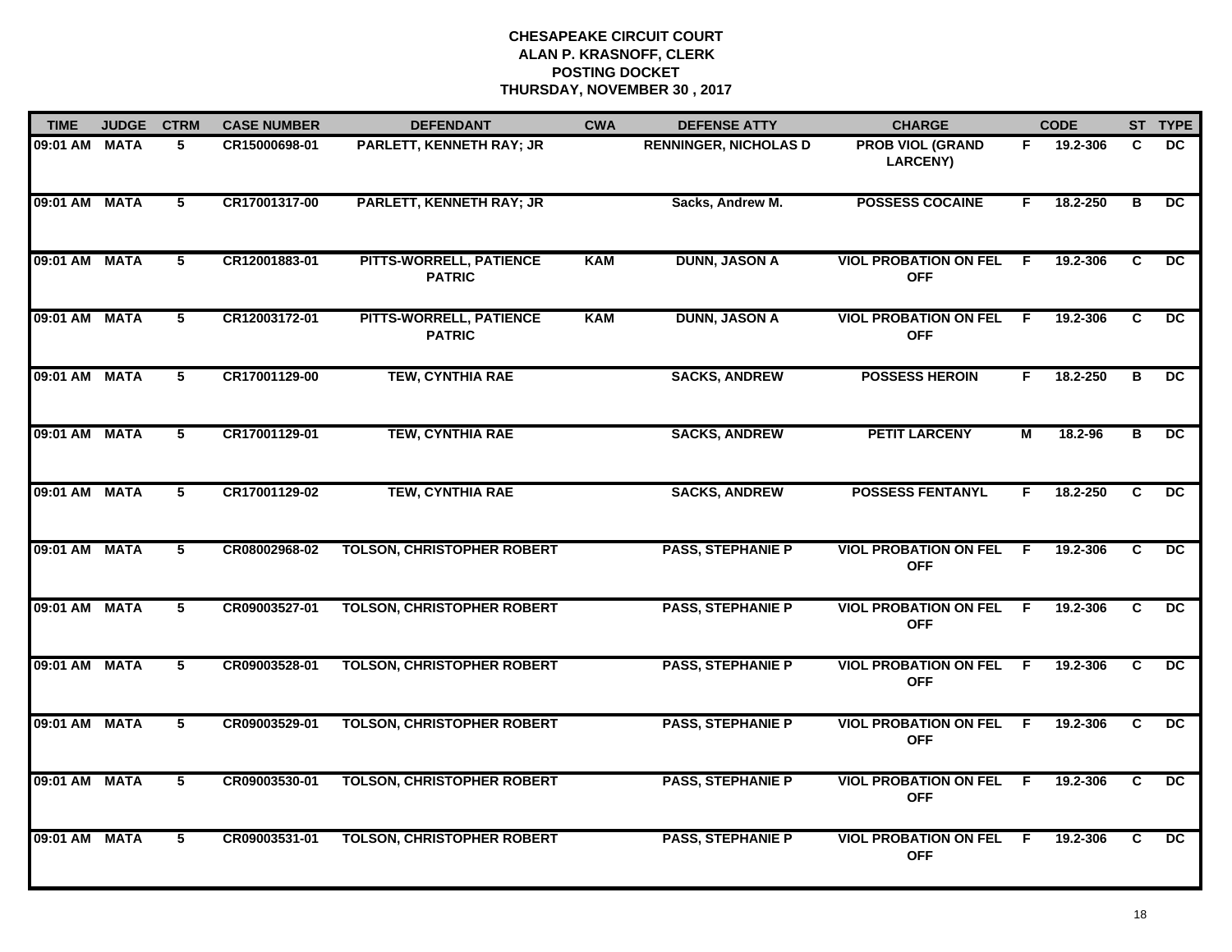# CHESAPEAKE CIRCUIT COURT
## ALAN P. KRASNOFF, CLERK
## POSTING DOCKET
## THURSDAY, NOVEMBER 30 , 2017

| TIME | JUDGE | CTRM | CASE NUMBER | DEFENDANT | CWA | DEFENSE ATTY | CHARGE | | CODE | ST | TYPE |
|---|---|---|---|---|---|---|---|---|---|---|---|
| 09:01 AM | MATA | 5 | CR15000698-01 | PARLETT, KENNETH RAY; JR | | RENNINGER, NICHOLAS D | PROB VIOL (GRAND LARCENY) | F | 19.2-306 | C | DC |
| 09:01 AM | MATA | 5 | CR17001317-00 | PARLETT, KENNETH RAY; JR | | Sacks, Andrew M. | POSSESS COCAINE | F | 18.2-250 | B | DC |
| 09:01 AM | MATA | 5 | CR12001883-01 | PITTS-WORRELL, PATIENCE PATRIC | KAM | DUNN, JASON A | VIOL PROBATION ON FEL OFF | F | 19.2-306 | C | DC |
| 09:01 AM | MATA | 5 | CR12003172-01 | PITTS-WORRELL, PATIENCE PATRIC | KAM | DUNN, JASON A | VIOL PROBATION ON FEL OFF | F | 19.2-306 | C | DC |
| 09:01 AM | MATA | 5 | CR17001129-00 | TEW, CYNTHIA RAE | | SACKS, ANDREW | POSSESS HEROIN | F | 18.2-250 | B | DC |
| 09:01 AM | MATA | 5 | CR17001129-01 | TEW, CYNTHIA RAE | | SACKS, ANDREW | PETIT LARCENY | M | 18.2-96 | B | DC |
| 09:01 AM | MATA | 5 | CR17001129-02 | TEW, CYNTHIA RAE | | SACKS, ANDREW | POSSESS FENTANYL | F | 18.2-250 | C | DC |
| 09:01 AM | MATA | 5 | CR08002968-02 | TOLSON, CHRISTOPHER ROBERT | | PASS, STEPHANIE P | VIOL PROBATION ON FEL OFF | F | 19.2-306 | C | DC |
| 09:01 AM | MATA | 5 | CR09003527-01 | TOLSON, CHRISTOPHER ROBERT | | PASS, STEPHANIE P | VIOL PROBATION ON FEL OFF | F | 19.2-306 | C | DC |
| 09:01 AM | MATA | 5 | CR09003528-01 | TOLSON, CHRISTOPHER ROBERT | | PASS, STEPHANIE P | VIOL PROBATION ON FEL OFF | F | 19.2-306 | C | DC |
| 09:01 AM | MATA | 5 | CR09003529-01 | TOLSON, CHRISTOPHER ROBERT | | PASS, STEPHANIE P | VIOL PROBATION ON FEL OFF | F | 19.2-306 | C | DC |
| 09:01 AM | MATA | 5 | CR09003530-01 | TOLSON, CHRISTOPHER ROBERT | | PASS, STEPHANIE P | VIOL PROBATION ON FEL OFF | F | 19.2-306 | C | DC |
| 09:01 AM | MATA | 5 | CR09003531-01 | TOLSON, CHRISTOPHER ROBERT | | PASS, STEPHANIE P | VIOL PROBATION ON FEL OFF | F | 19.2-306 | C | DC |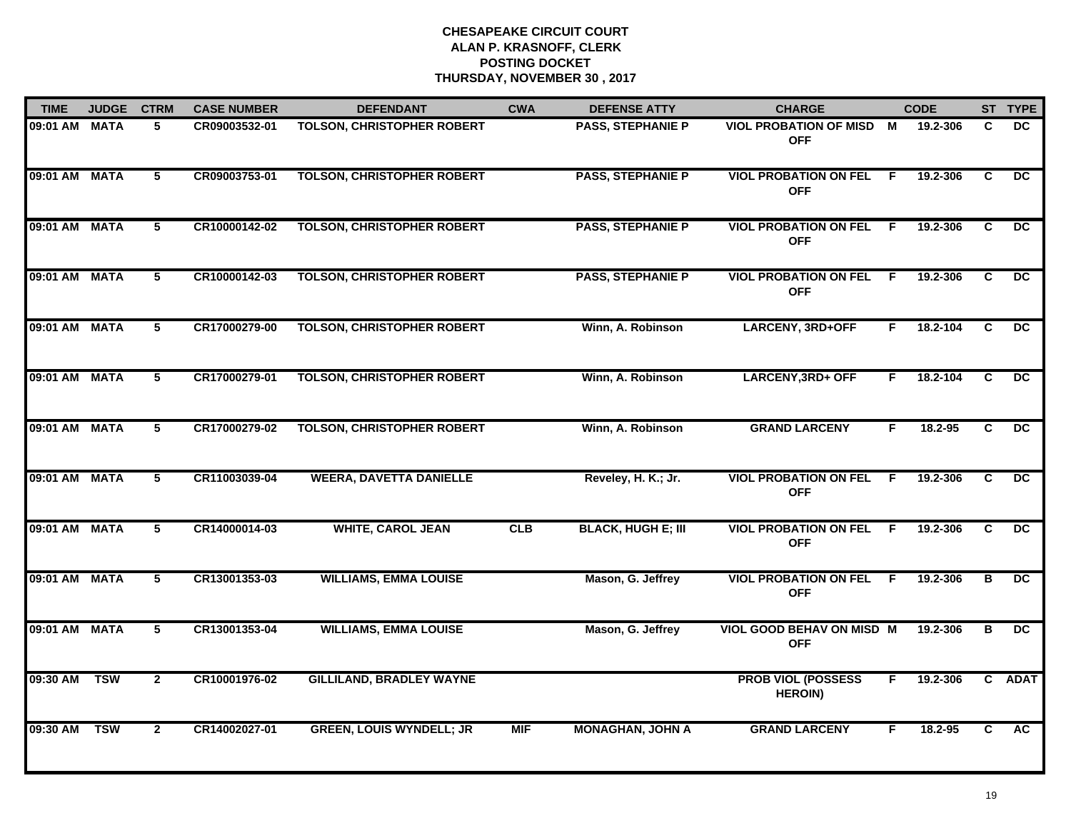**CHESAPEAKE CIRCUIT COURT**
**ALAN P. KRASNOFF, CLERK**
**POSTING DOCKET**
**THURSDAY, NOVEMBER 30 , 2017**

| TIME | JUDGE | CTRM | CASE NUMBER | DEFENDANT | CWA | DEFENSE ATTY | CHARGE | | CODE | ST | TYPE |
|---|---|---|---|---|---|---|---|---|---|---|---|
| 09:01 AM | MATA | 5 | CR09003532-01 | TOLSON, CHRISTOPHER ROBERT | | PASS, STEPHANIE P | VIOL PROBATION OF MISD OFF | M | 19.2-306 | C | DC |
| 09:01 AM | MATA | 5 | CR09003753-01 | TOLSON, CHRISTOPHER ROBERT | | PASS, STEPHANIE P | VIOL PROBATION ON FEL OFF | F | 19.2-306 | C | DC |
| 09:01 AM | MATA | 5 | CR10000142-02 | TOLSON, CHRISTOPHER ROBERT | | PASS, STEPHANIE P | VIOL PROBATION ON FEL OFF | F | 19.2-306 | C | DC |
| 09:01 AM | MATA | 5 | CR10000142-03 | TOLSON, CHRISTOPHER ROBERT | | PASS, STEPHANIE P | VIOL PROBATION ON FEL OFF | F | 19.2-306 | C | DC |
| 09:01 AM | MATA | 5 | CR17000279-00 | TOLSON, CHRISTOPHER ROBERT | | Winn, A. Robinson | LARCENY, 3RD+OFF | F | 18.2-104 | C | DC |
| 09:01 AM | MATA | 5 | CR17000279-01 | TOLSON, CHRISTOPHER ROBERT | | Winn, A. Robinson | LARCENY,3RD+ OFF | F | 18.2-104 | C | DC |
| 09:01 AM | MATA | 5 | CR17000279-02 | TOLSON, CHRISTOPHER ROBERT | | Winn, A. Robinson | GRAND LARCENY | F | 18.2-95 | C | DC |
| 09:01 AM | MATA | 5 | CR11003039-04 | WEERA, DAVETTA DANIELLE | | Reveley, H. K.; Jr. | VIOL PROBATION ON FEL OFF | F | 19.2-306 | C | DC |
| 09:01 AM | MATA | 5 | CR14000014-03 | WHITE, CAROL JEAN | CLB | BLACK, HUGH E; III | VIOL PROBATION ON FEL OFF | F | 19.2-306 | C | DC |
| 09:01 AM | MATA | 5 | CR13001353-03 | WILLIAMS, EMMA LOUISE | | Mason, G. Jeffrey | VIOL PROBATION ON FEL OFF | F | 19.2-306 | B | DC |
| 09:01 AM | MATA | 5 | CR13001353-04 | WILLIAMS, EMMA LOUISE | | Mason, G. Jeffrey | VIOL GOOD BEHAV ON MISD OFF | M | 19.2-306 | B | DC |
| 09:30 AM | TSW | 2 | CR10001976-02 | GILLILAND, BRADLEY WAYNE | | | PROB VIOL (POSSESS HEROIN) | F | 19.2-306 | C | ADAT |
| 09:30 AM | TSW | 2 | CR14002027-01 | GREEN, LOUIS WYNDELL; JR | MIF | MONAGHAN, JOHN A | GRAND LARCENY | F | 18.2-95 | C | AC |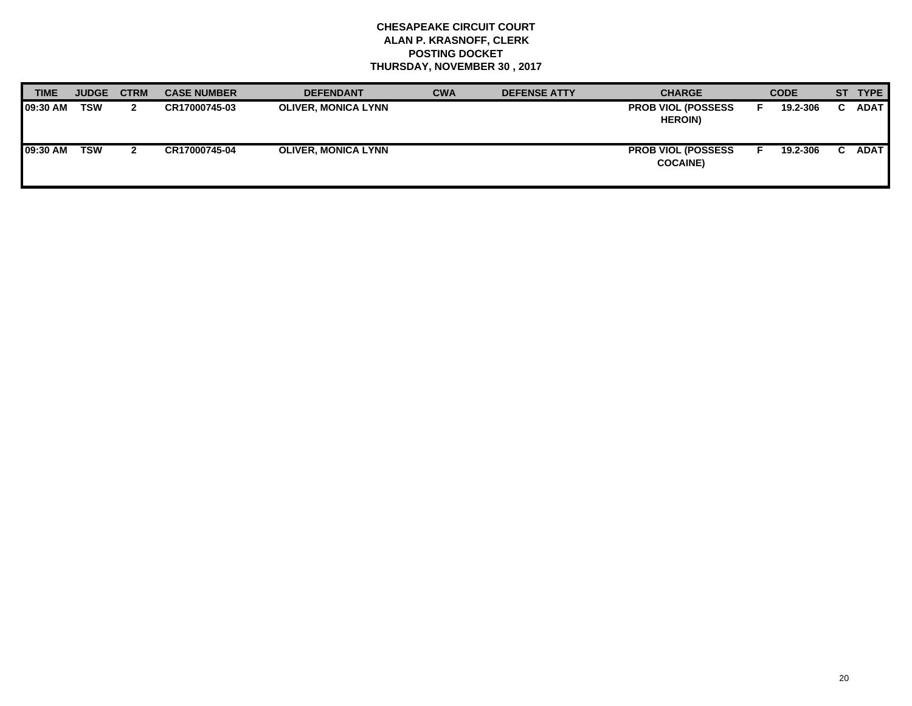**CHESAPEAKE CIRCUIT COURT**
**ALAN P. KRASNOFF, CLERK**
**POSTING DOCKET**
**THURSDAY, NOVEMBER 30 , 2017**

| TIME | JUDGE | CTRM | CASE NUMBER | DEFENDANT | CWA | DEFENSE ATTY | CHARGE | | CODE | ST | TYPE |
|---|---|---|---|---|---|---|---|---|---|---|---|
| 09:30 AM | TSW | 2 | CR17000745-03 | OLIVER, MONICA LYNN | | | PROB VIOL (POSSESS HEROIN) | F | 19.2-306 | C | ADAT |
| 09:30 AM | TSW | 2 | CR17000745-04 | OLIVER, MONICA LYNN | | | PROB VIOL (POSSESS COCAINE) | F | 19.2-306 | C | ADAT |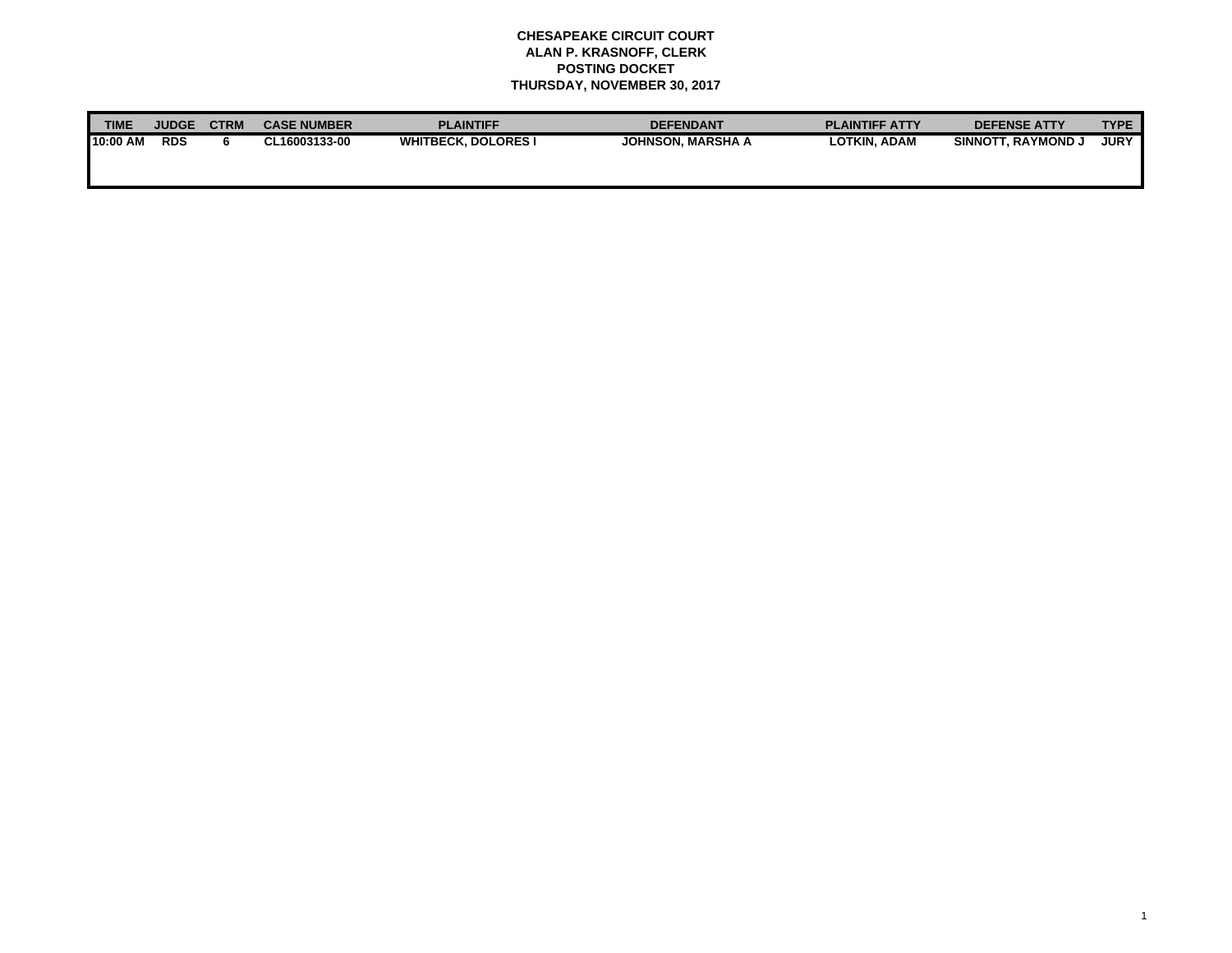**CHESAPEAKE CIRCUIT COURT**
**ALAN P. KRASNOFF, CLERK**
**POSTING DOCKET**
**THURSDAY, NOVEMBER 30, 2017**

| TIME | JUDGE | CTRM | CASE NUMBER | PLAINTIFF | DEFENDANT | PLAINTIFF ATTY | DEFENSE ATTY | TYPE |
|---|---|---|---|---|---|---|---|---|
| 10:00 AM | RDS | 6 | CL16003133-00 | WHITBECK, DOLORES I | JOHNSON, MARSHA A | LOTKIN, ADAM | SINNOTT, RAYMOND J | JURY |